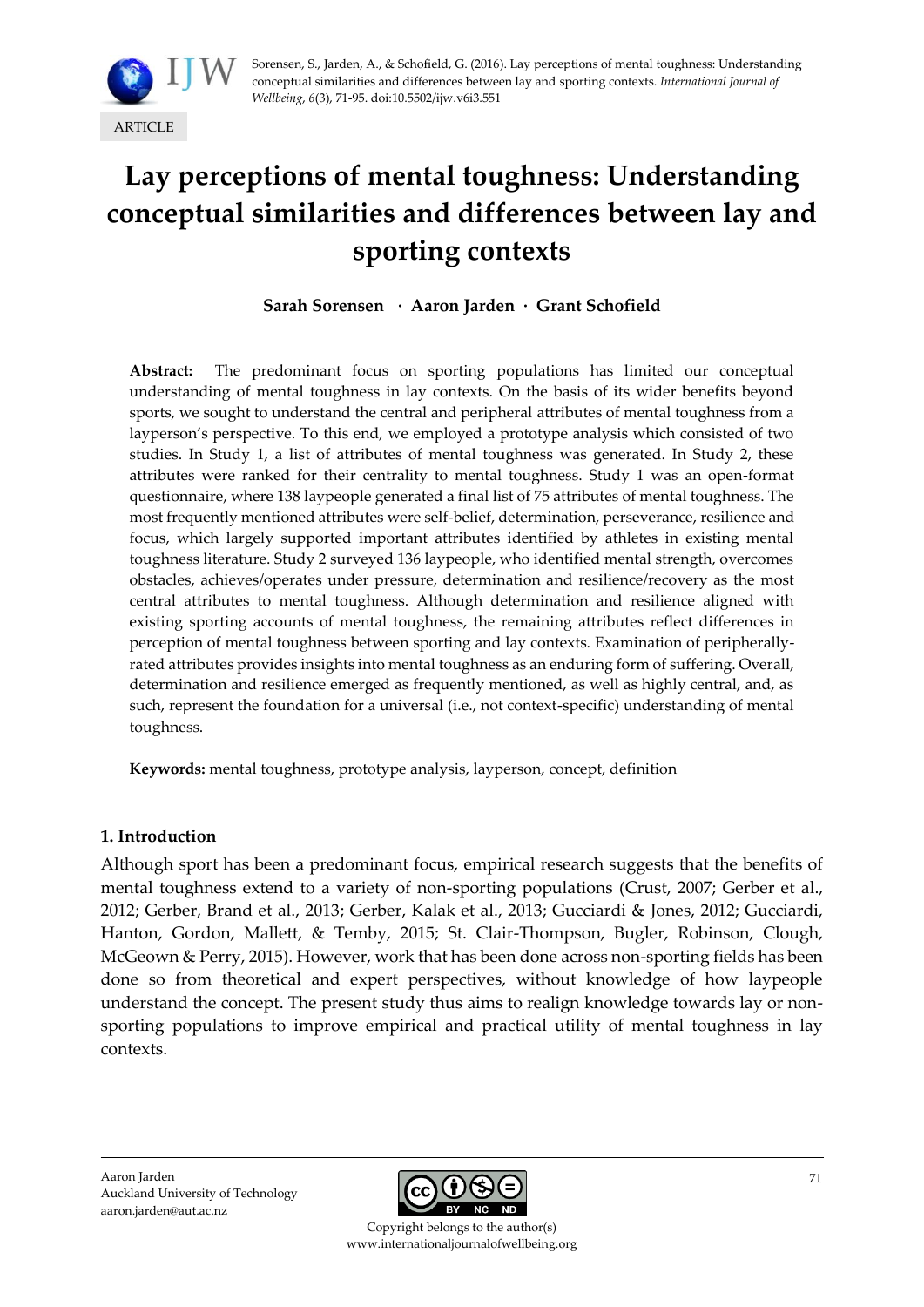ARTICLE

# Lay perceptions of mental toughness: Understanding conceptual similarities and differences between lay and sporting contexts

**Sarah Sorensen · Aaron Jarden · Grant Schofield**

**Abstract:** The predominant focus on sporting populations has limited our conceptual understanding of mental toughness in lay contexts. On the basis of its wider benefits beyond sports, we sought to understand the central and peripheral attributes of mental toughness from a layperson's perspective. To this end, we employed a prototype analysis which consisted of two studies. In Study 1, a list of attributes of mental toughness was generated. In Study 2, these attributes were ranked for their centrality to mental toughness. Study 1 was an open-format questionnaire, where 138 laypeople generated a final list of 75 attributes of mental toughness. The most frequently mentioned attributes were self-belief, determination, perseverance, resilience and focus, which largely supported important attributes identified by athletes in existing mental toughness literature. Study 2 surveyed 136 laypeople, who identified mental strength, overcomes obstacles, achieves/operates under pressure, determination and resilience/recovery as the most central attributes to mental toughness. Although determination and resilience aligned with existing sporting accounts of mental toughness, the remaining attributes reflect differences in perception of mental toughness between sporting and lay contexts. Examination of peripherally-rated attributes provides insights into mental toughness as an enduring form of suffering. Overall, determination and resilience emerged as frequently mentioned, as well as highly central, and, as such, represent the foundation for a universal (i.e., not context-specific) understanding of mental toughness.

**Keywords:** mental toughness, prototype analysis, layperson, concept, definition

## 1. Introduction

Although sport has been a predominant focus, empirical research suggests that the benefits of mental toughness extend to a variety of non-sporting populations (Crust, 2007; Gerber et al., 2012; Gerber, Brand et al., 2013; Gerber, Kalak et al., 2013; Gucciardi & Jones, 2012; Gucciardi, Hanton, Gordon, Mallett, & Temby, 2015; St. Clair-Thompson, Bugler, Robinson, Clough, McGeown & Perry, 2015). However, work that has been done across non-sporting fields has been done so from theoretical and expert perspectives, without knowledge of how laypeople understand the concept. The present study thus aims to realign knowledge towards lay or non-sporting populations to improve empirical and practical utility of mental toughness in lay contexts.

Aaron Jarden
Auckland University of Technology
aaron.jarden@aut.ac.nz

Copyright belongs to the author(s)
www.internationaljournalofwellbeing.org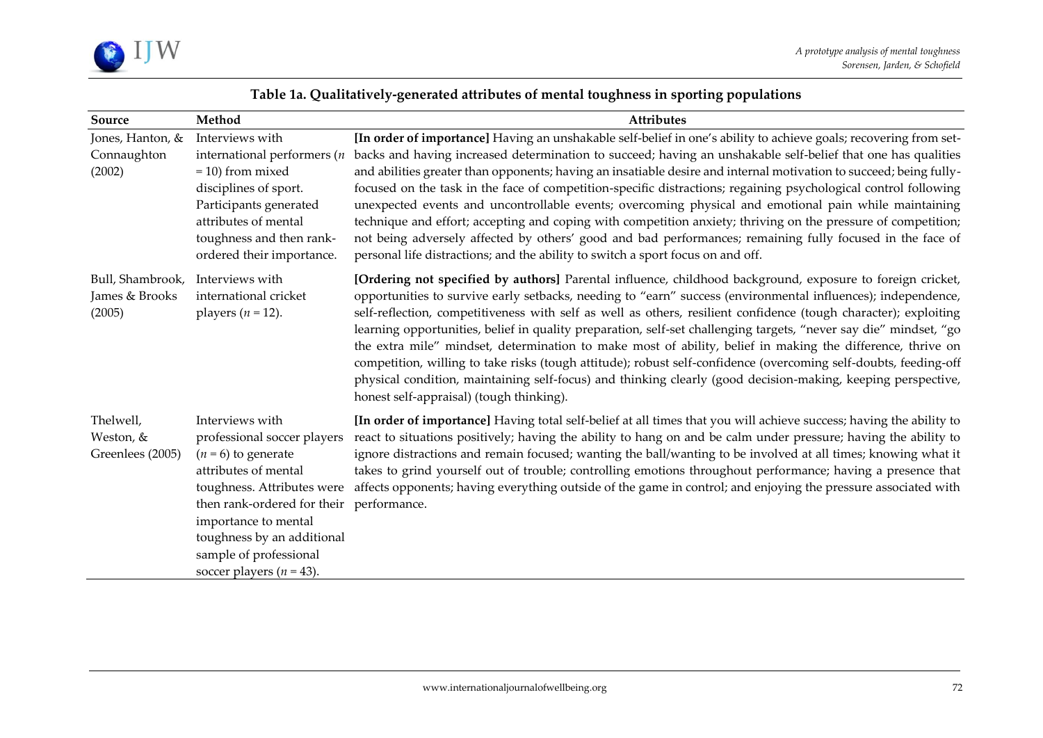**Table 1a. Qualitatively-generated attributes of mental toughness in sporting populations**

| Source | Method | Attributes |
|---|---|---|
| Jones, Hanton, & Connaughton (2002) | Interviews with international performers (*n* = 10) from mixed disciplines of sport. Participants generated attributes of mental toughness and then rank-ordered their importance. | **[In order of importance]** Having an unshakable self-belief in one's ability to achieve goals; recovering from set-backs and having increased determination to succeed; having an unshakable self-belief that one has qualities and abilities greater than opponents; having an insatiable desire and internal motivation to succeed; being fully-focused on the task in the face of competition-specific distractions; regaining psychological control following unexpected events and uncontrollable events; overcoming physical and emotional pain while maintaining technique and effort; accepting and coping with competition anxiety; thriving on the pressure of competition; not being adversely affected by others' good and bad performances; remaining fully focused in the face of personal life distractions; and the ability to switch a sport focus on and off. |
| Bull, Shambrook, James & Brooks (2005) | Interviews with international cricket players (*n* = 12). | **[Ordering not specified by authors]** Parental influence, childhood background, exposure to foreign cricket, opportunities to survive early setbacks, needing to "earn" success (environmental influences); independence, self-reflection, competitiveness with self as well as others, resilient confidence (tough character); exploiting learning opportunities, belief in quality preparation, self-set challenging targets, "never say die" mindset, "go the extra mile" mindset, determination to make most of ability, belief in making the difference, thrive on competition, willing to take risks (tough attitude); robust self-confidence (overcoming self-doubts, feeding-off physical condition, maintaining self-focus) and thinking clearly (good decision-making, keeping perspective, honest self-appraisal) (tough thinking). |
| Thelwell, Weston, & Greenlees (2005) | Interviews with professional soccer players (*n* = 6) to generate attributes of mental toughness. Attributes were then rank-ordered for their importance to mental toughness by an additional sample of professional soccer players (*n* = 43). | **[In order of importance]** Having total self-belief at all times that you will achieve success; having the ability to react to situations positively; having the ability to hang on and be calm under pressure; having the ability to ignore distractions and remain focused; wanting the ball/wanting to be involved at all times; knowing what it takes to grind yourself out of trouble; controlling emotions throughout performance; having a presence that affects opponents; having everything outside of the game in control; and enjoying the pressure associated with performance. |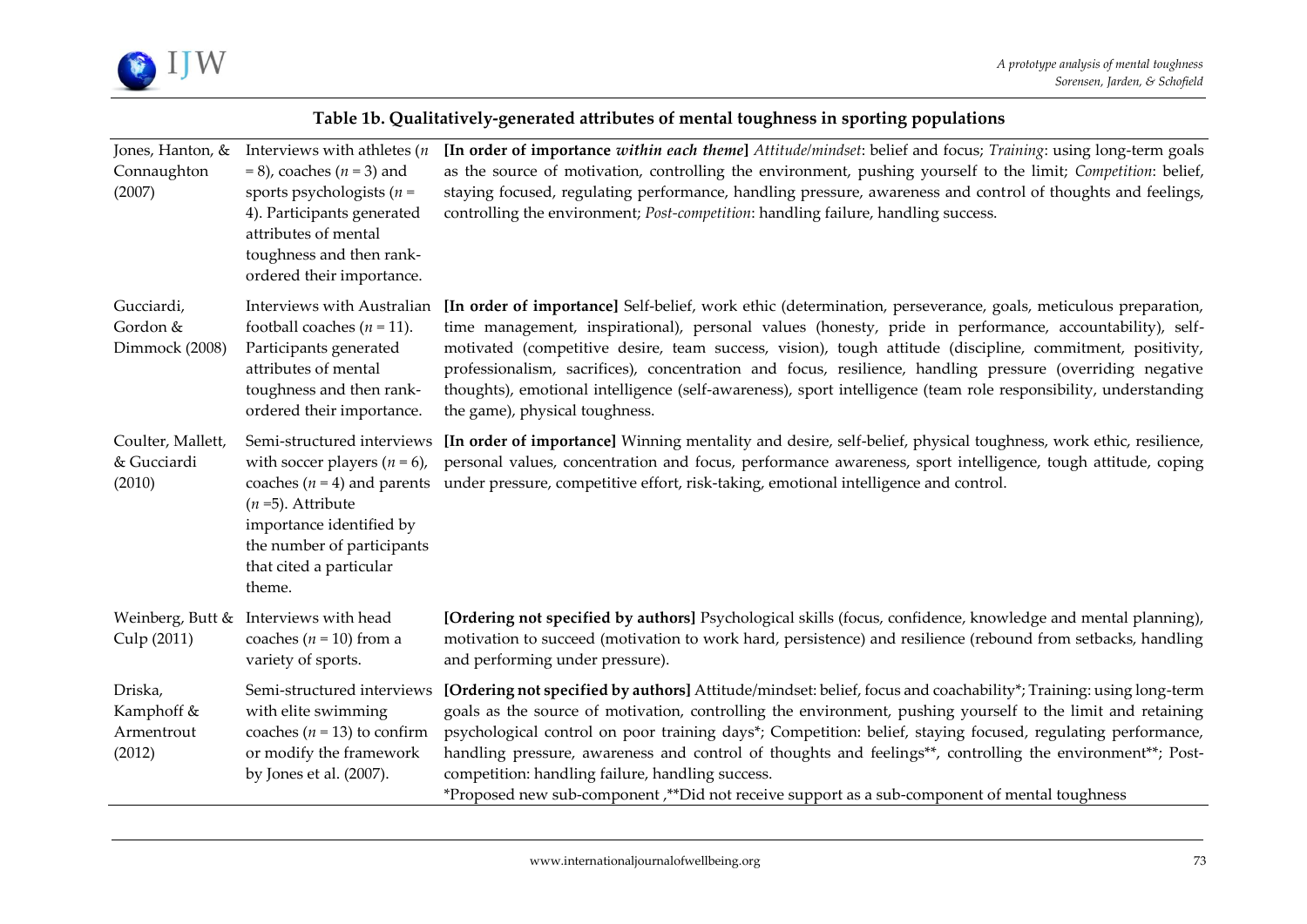**Table 1b. Qualitatively-generated attributes of mental toughness in sporting populations**

| | | |
|---|---|---|
| Jones, Hanton, & Connaughton (2007) | Interviews with athletes ($n$ = 8), coaches ($n$ = 3) and sports psychologists ($n$ = 4). Participants generated attributes of mental toughness and then rank-ordered their importance. | **[In order of importance *within each theme*]** *Attitude/mindset*: belief and focus; *Training*: using long-term goals as the source of motivation, controlling the environment, pushing yourself to the limit; *Competition*: belief, staying focused, regulating performance, handling pressure, awareness and control of thoughts and feelings, controlling the environment; *Post-competition*: handling failure, handling success. |
| Gucciardi, Gordon & Dimmock (2008) | Interviews with Australian football coaches ($n$ = 11). Participants generated attributes of mental toughness and then rank-ordered their importance. | **[In order of importance]** Self-belief, work ethic (determination, perseverance, goals, meticulous preparation, time management, inspirational), personal values (honesty, pride in performance, accountability), self-motivated (competitive desire, team success, vision), tough attitude (discipline, commitment, positivity, professionalism, sacrifices), concentration and focus, resilience, handling pressure (overriding negative thoughts), emotional intelligence (self-awareness), sport intelligence (team role responsibility, understanding the game), physical toughness. |
| Coulter, Mallett, & Gucciardi (2010) | Semi-structured interviews with soccer players ($n$ = 6), coaches ($n$ = 4) and parents ($n$ =5). Attribute importance identified by the number of participants that cited a particular theme. | **[In order of importance]** Winning mentality and desire, self-belief, physical toughness, work ethic, resilience, personal values, concentration and focus, performance awareness, sport intelligence, tough attitude, coping under pressure, competitive effort, risk-taking, emotional intelligence and control. |
| Weinberg, Butt & Culp (2011) | Interviews with head coaches ($n$ = 10) from a variety of sports. | **[Ordering not specified by authors]** Psychological skills (focus, confidence, knowledge and mental planning), motivation to succeed (motivation to work hard, persistence) and resilience (rebound from setbacks, handling and performing under pressure). |
| Driska, Kamphoff & Armentrout (2012) | Semi-structured interviews with elite swimming coaches ($n$ = 13) to confirm or modify the framework by Jones et al. (2007). | **[Ordering not specified by authors]** Attitude/mindset: belief, focus and coachability*; Training: using long-term goals as the source of motivation, controlling the environment, pushing yourself to the limit and retaining psychological control on poor training days*; Competition: belief, staying focused, regulating performance, handling pressure, awareness and control of thoughts and feelings**, controlling the environment**; Post-competition: handling failure, handling success.<br>*Proposed new sub-component ,**Did not receive support as a sub-component of mental toughness |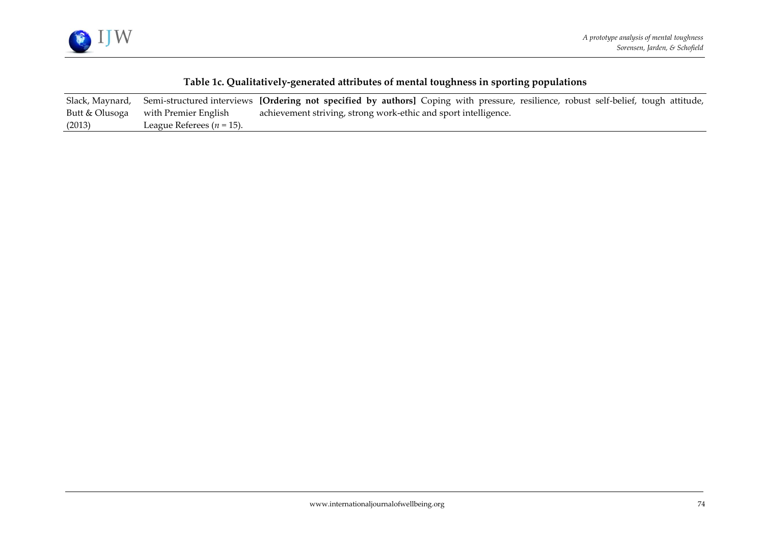**Table 1c. Qualitatively-generated attributes of mental toughness in sporting populations**

| | | |
|---|---|---|
| Slack, Maynard, Butt & Olusoga (2013) | Semi-structured interviews with Premier English League Referees ($n$ = 15). | **[Ordering not specified by authors]** Coping with pressure, resilience, robust self-belief, tough attitude, achievement striving, strong work-ethic and sport intelligence. |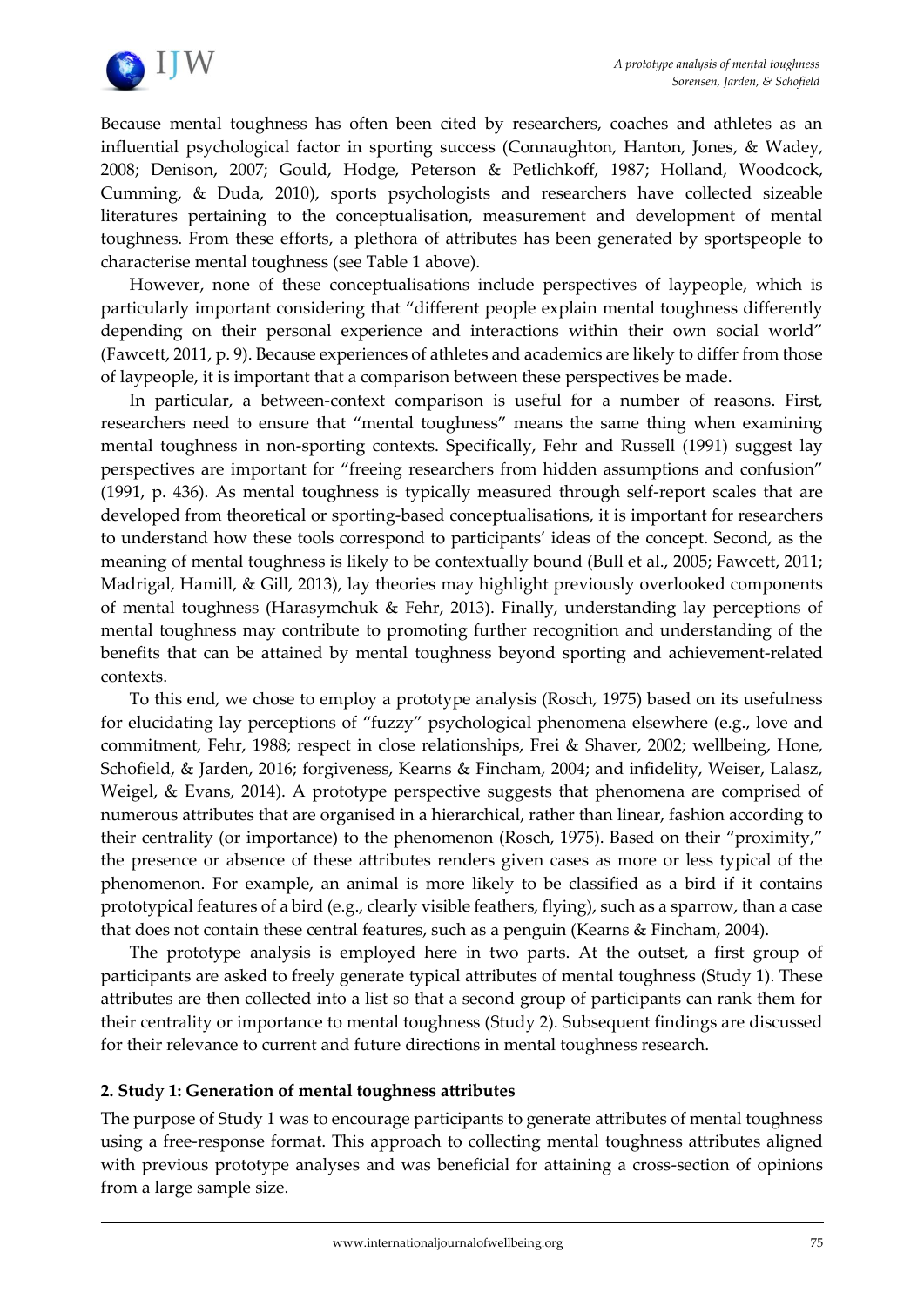Because mental toughness has often been cited by researchers, coaches and athletes as an influential psychological factor in sporting success (Connaughton, Hanton, Jones, & Wadey, 2008; Denison, 2007; Gould, Hodge, Peterson & Petlichkoff, 1987; Holland, Woodcock, Cumming, & Duda, 2010), sports psychologists and researchers have collected sizeable literatures pertaining to the conceptualisation, measurement and development of mental toughness. From these efforts, a plethora of attributes has been generated by sportspeople to characterise mental toughness (see Table 1 above).

However, none of these conceptualisations include perspectives of laypeople, which is particularly important considering that "different people explain mental toughness differently depending on their personal experience and interactions within their own social world" (Fawcett, 2011, p. 9). Because experiences of athletes and academics are likely to differ from those of laypeople, it is important that a comparison between these perspectives be made.

In particular, a between-context comparison is useful for a number of reasons. First, researchers need to ensure that "mental toughness" means the same thing when examining mental toughness in non-sporting contexts. Specifically, Fehr and Russell (1991) suggest lay perspectives are important for "freeing researchers from hidden assumptions and confusion" (1991, p. 436). As mental toughness is typically measured through self-report scales that are developed from theoretical or sporting-based conceptualisations, it is important for researchers to understand how these tools correspond to participants' ideas of the concept. Second, as the meaning of mental toughness is likely to be contextually bound (Bull et al., 2005; Fawcett, 2011; Madrigal, Hamill, & Gill, 2013), lay theories may highlight previously overlooked components of mental toughness (Harasymchuk & Fehr, 2013). Finally, understanding lay perceptions of mental toughness may contribute to promoting further recognition and understanding of the benefits that can be attained by mental toughness beyond sporting and achievement-related contexts.

To this end, we chose to employ a prototype analysis (Rosch, 1975) based on its usefulness for elucidating lay perceptions of "fuzzy" psychological phenomena elsewhere (e.g., love and commitment, Fehr, 1988; respect in close relationships, Frei & Shaver, 2002; wellbeing, Hone, Schofield, & Jarden, 2016; forgiveness, Kearns & Fincham, 2004; and infidelity, Weiser, Lalasz, Weigel, & Evans, 2014). A prototype perspective suggests that phenomena are comprised of numerous attributes that are organised in a hierarchical, rather than linear, fashion according to their centrality (or importance) to the phenomenon (Rosch, 1975). Based on their "proximity," the presence or absence of these attributes renders given cases as more or less typical of the phenomenon. For example, an animal is more likely to be classified as a bird if it contains prototypical features of a bird (e.g., clearly visible feathers, flying), such as a sparrow, than a case that does not contain these central features, such as a penguin (Kearns & Fincham, 2004).

The prototype analysis is employed here in two parts. At the outset, a first group of participants are asked to freely generate typical attributes of mental toughness (Study 1). These attributes are then collected into a list so that a second group of participants can rank them for their centrality or importance to mental toughness (Study 2). Subsequent findings are discussed for their relevance to current and future directions in mental toughness research.

## 2. Study 1: Generation of mental toughness attributes

The purpose of Study 1 was to encourage participants to generate attributes of mental toughness using a free-response format. This approach to collecting mental toughness attributes aligned with previous prototype analyses and was beneficial for attaining a cross-section of opinions from a large sample size.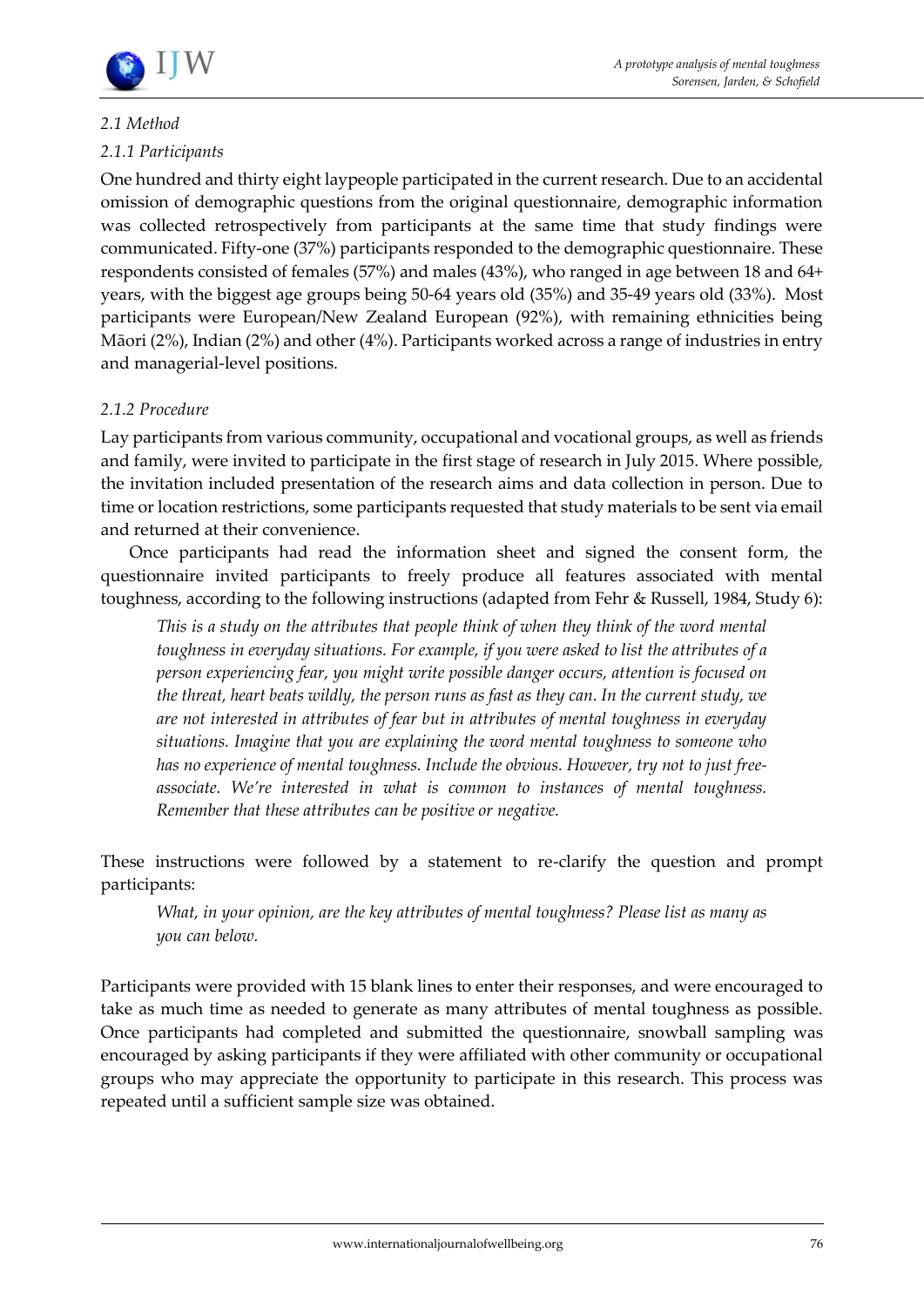### *2.1 Method*

#### *2.1.1 Participants*

One hundred and thirty eight laypeople participated in the current research. Due to an accidental omission of demographic questions from the original questionnaire, demographic information was collected retrospectively from participants at the same time that study findings were communicated. Fifty-one (37%) participants responded to the demographic questionnaire. These respondents consisted of females (57%) and males (43%), who ranged in age between 18 and 64+ years, with the biggest age groups being 50-64 years old (35%) and 35-49 years old (33%). Most participants were European/New Zealand European (92%), with remaining ethnicities being Māori (2%), Indian (2%) and other (4%). Participants worked across a range of industries in entry and managerial-level positions.

#### *2.1.2 Procedure*

Lay participants from various community, occupational and vocational groups, as well as friends and family, were invited to participate in the first stage of research in July 2015. Where possible, the invitation included presentation of the research aims and data collection in person. Due to time or location restrictions, some participants requested that study materials to be sent via email and returned at their convenience.

Once participants had read the information sheet and signed the consent form, the questionnaire invited participants to freely produce all features associated with mental toughness, according to the following instructions (adapted from Fehr & Russell, 1984, Study 6):

> *This is a study on the attributes that people think of when they think of the word mental toughness in everyday situations. For example, if you were asked to list the attributes of a person experiencing fear, you might write possible danger occurs, attention is focused on the threat, heart beats wildly, the person runs as fast as they can. In the current study, we are not interested in attributes of fear but in attributes of mental toughness in everyday situations. Imagine that you are explaining the word mental toughness to someone who has no experience of mental toughness. Include the obvious. However, try not to just free-associate. We're interested in what is common to instances of mental toughness. Remember that these attributes can be positive or negative.*

These instructions were followed by a statement to re-clarify the question and prompt participants:

> *What, in your opinion, are the key attributes of mental toughness? Please list as many as you can below.*

Participants were provided with 15 blank lines to enter their responses, and were encouraged to take as much time as needed to generate as many attributes of mental toughness as possible. Once participants had completed and submitted the questionnaire, snowball sampling was encouraged by asking participants if they were affiliated with other community or occupational groups who may appreciate the opportunity to participate in this research. This process was repeated until a sufficient sample size was obtained.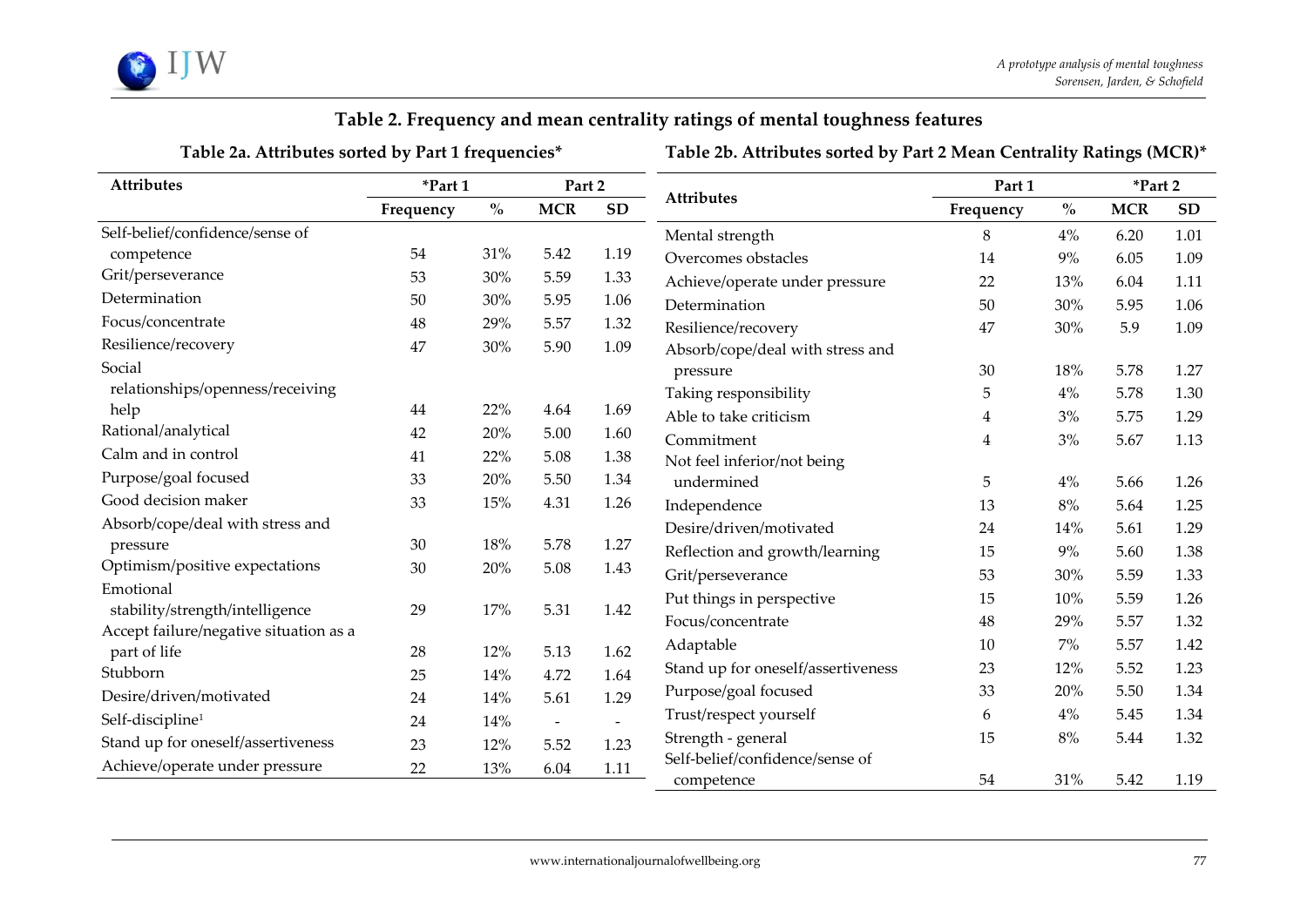### Table 2. Frequency and mean centrality ratings of mental toughness features

#### Table 2a. Attributes sorted by Part 1 frequencies*

| Attributes | *Part 1 | | Part 2 | |
|---|---|---|---|---|
| | Frequency | % | MCR | SD |
| Self-belief/confidence/sense of competence | 54 | 31% | 5.42 | 1.19 |
| Grit/perseverance | 53 | 30% | 5.59 | 1.33 |
| Determination | 50 | 30% | 5.95 | 1.06 |
| Focus/concentrate | 48 | 29% | 5.57 | 1.32 |
| Resilience/recovery | 47 | 30% | 5.90 | 1.09 |
| Social relationships/openness/receiving help | 44 | 22% | 4.64 | 1.69 |
| Rational/analytical | 42 | 20% | 5.00 | 1.60 |
| Calm and in control | 41 | 22% | 5.08 | 1.38 |
| Purpose/goal focused | 33 | 20% | 5.50 | 1.34 |
| Good decision maker | 33 | 15% | 4.31 | 1.26 |
| Absorb/cope/deal with stress and pressure | 30 | 18% | 5.78 | 1.27 |
| Optimism/positive expectations | 30 | 20% | 5.08 | 1.43 |
| Emotional stability/strength/intelligence | 29 | 17% | 5.31 | 1.42 |
| Accept failure/negative situation as a part of life | 28 | 12% | 5.13 | 1.62 |
| Stubborn | 25 | 14% | 4.72 | 1.64 |
| Desire/driven/motivated | 24 | 14% | 5.61 | 1.29 |
| Self-discipline[1] | 24 | 14% | - | - |
| Stand up for oneself/assertiveness | 23 | 12% | 5.52 | 1.23 |
| Achieve/operate under pressure | 22 | 13% | 6.04 | 1.11 |

#### Table 2b. Attributes sorted by Part 2 Mean Centrality Ratings (MCR)*

| Attributes | Part 1 | | *Part 2 | |
|---|---|---|---|---|
| | Frequency | % | MCR | SD |
| Mental strength | 8 | 4% | 6.20 | 1.01 |
| Overcomes obstacles | 14 | 9% | 6.05 | 1.09 |
| Achieve/operate under pressure | 22 | 13% | 6.04 | 1.11 |
| Determination | 50 | 30% | 5.95 | 1.06 |
| Resilience/recovery | 47 | 30% | 5.9 | 1.09 |
| Absorb/cope/deal with stress and pressure | 30 | 18% | 5.78 | 1.27 |
| Taking responsibility | 5 | 4% | 5.78 | 1.30 |
| Able to take criticism | 4 | 3% | 5.75 | 1.29 |
| Commitment | 4 | 3% | 5.67 | 1.13 |
| Not feel inferior/not being undermined | 5 | 4% | 5.66 | 1.26 |
| Independence | 13 | 8% | 5.64 | 1.25 |
| Desire/driven/motivated | 24 | 14% | 5.61 | 1.29 |
| Reflection and growth/learning | 15 | 9% | 5.60 | 1.38 |
| Grit/perseverance | 53 | 30% | 5.59 | 1.33 |
| Put things in perspective | 15 | 10% | 5.59 | 1.26 |
| Focus/concentrate | 48 | 29% | 5.57 | 1.32 |
| Adaptable | 10 | 7% | 5.57 | 1.42 |
| Stand up for oneself/assertiveness | 23 | 12% | 5.52 | 1.23 |
| Purpose/goal focused | 33 | 20% | 5.50 | 1.34 |
| Trust/respect yourself | 6 | 4% | 5.45 | 1.34 |
| Strength - general | 15 | 8% | 5.44 | 1.32 |
| Self-belief/confidence/sense of competence | 54 | 31% | 5.42 | 1.19 |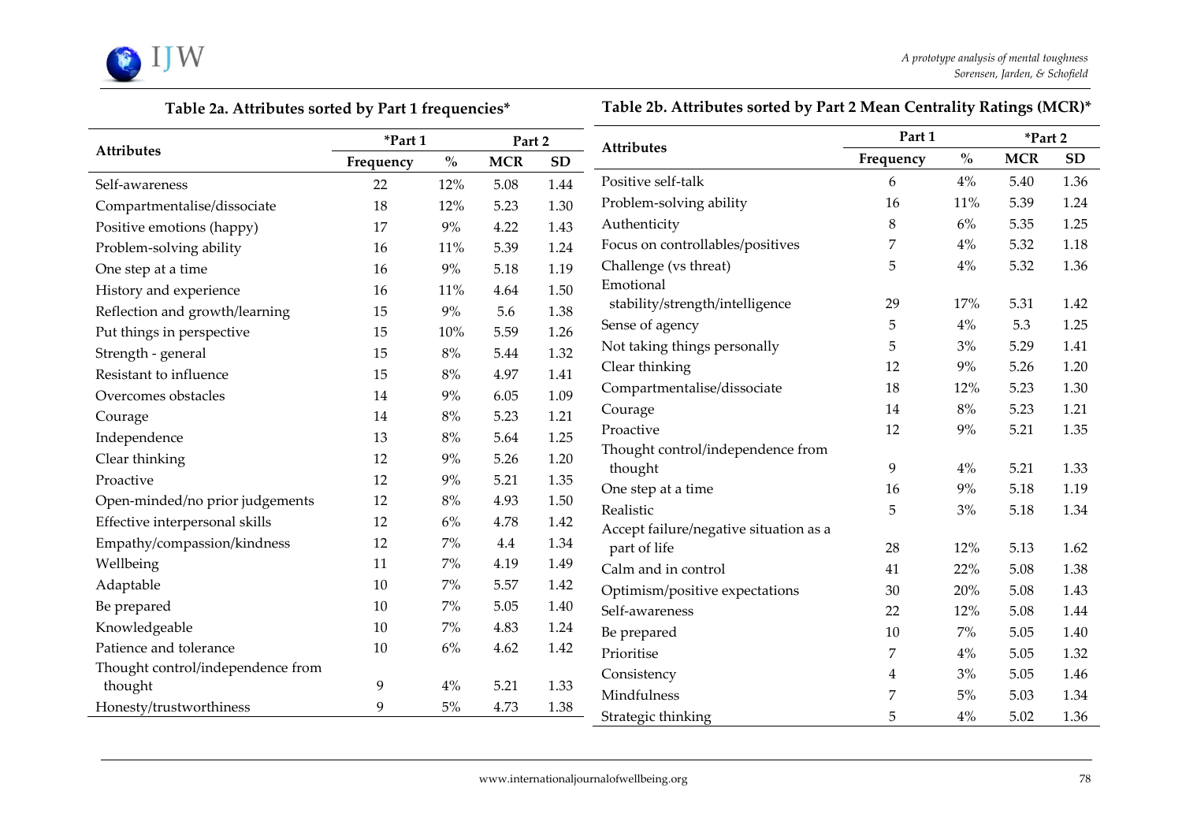### Table 2a. Attributes sorted by Part 1 frequencies*

| Attributes | *Part 1 | | Part 2 | |
|---|---|---|---|---|
| | Frequency | % | MCR | SD |
| Self-awareness | 22 | 12% | 5.08 | 1.44 |
| Compartmentalise/dissociate | 18 | 12% | 5.23 | 1.30 |
| Positive emotions (happy) | 17 | 9% | 4.22 | 1.43 |
| Problem-solving ability | 16 | 11% | 5.39 | 1.24 |
| One step at a time | 16 | 9% | 5.18 | 1.19 |
| History and experience | 16 | 11% | 4.64 | 1.50 |
| Reflection and growth/learning | 15 | 9% | 5.6 | 1.38 |
| Put things in perspective | 15 | 10% | 5.59 | 1.26 |
| Strength - general | 15 | 8% | 5.44 | 1.32 |
| Resistant to influence | 15 | 8% | 4.97 | 1.41 |
| Overcomes obstacles | 14 | 9% | 6.05 | 1.09 |
| Courage | 14 | 8% | 5.23 | 1.21 |
| Independence | 13 | 8% | 5.64 | 1.25 |
| Clear thinking | 12 | 9% | 5.26 | 1.20 |
| Proactive | 12 | 9% | 5.21 | 1.35 |
| Open-minded/no prior judgements | 12 | 8% | 4.93 | 1.50 |
| Effective interpersonal skills | 12 | 6% | 4.78 | 1.42 |
| Empathy/compassion/kindness | 12 | 7% | 4.4 | 1.34 |
| Wellbeing | 11 | 7% | 4.19 | 1.49 |
| Adaptable | 10 | 7% | 5.57 | 1.42 |
| Be prepared | 10 | 7% | 5.05 | 1.40 |
| Knowledgeable | 10 | 7% | 4.83 | 1.24 |
| Patience and tolerance | 10 | 6% | 4.62 | 1.42 |
| Thought control/independence from thought | 9 | 4% | 5.21 | 1.33 |
| Honesty/trustworthiness | 9 | 5% | 4.73 | 1.38 |

### Table 2b. Attributes sorted by Part 2 Mean Centrality Ratings (MCR)*

| Attributes | Part 1 | | *Part 2 | |
|---|---|---|---|---|
| | Frequency | % | MCR | SD |
| Positive self-talk | 6 | 4% | 5.40 | 1.36 |
| Problem-solving ability | 16 | 11% | 5.39 | 1.24 |
| Authenticity | 8 | 6% | 5.35 | 1.25 |
| Focus on controllables/positives | 7 | 4% | 5.32 | 1.18 |
| Challenge (vs threat) | 5 | 4% | 5.32 | 1.36 |
| Emotional stability/strength/intelligence | 29 | 17% | 5.31 | 1.42 |
| Sense of agency | 5 | 4% | 5.3 | 1.25 |
| Not taking things personally | 5 | 3% | 5.29 | 1.41 |
| Clear thinking | 12 | 9% | 5.26 | 1.20 |
| Compartmentalise/dissociate | 18 | 12% | 5.23 | 1.30 |
| Courage | 14 | 8% | 5.23 | 1.21 |
| Proactive | 12 | 9% | 5.21 | 1.35 |
| Thought control/independence from thought | 9 | 4% | 5.21 | 1.33 |
| One step at a time | 16 | 9% | 5.18 | 1.19 |
| Realistic | 5 | 3% | 5.18 | 1.34 |
| Accept failure/negative situation as a part of life | 28 | 12% | 5.13 | 1.62 |
| Calm and in control | 41 | 22% | 5.08 | 1.38 |
| Optimism/positive expectations | 30 | 20% | 5.08 | 1.43 |
| Self-awareness | 22 | 12% | 5.08 | 1.44 |
| Be prepared | 10 | 7% | 5.05 | 1.40 |
| Prioritise | 7 | 4% | 5.05 | 1.32 |
| Consistency | 4 | 3% | 5.05 | 1.46 |
| Mindfulness | 7 | 5% | 5.03 | 1.34 |
| Strategic thinking | 5 | 4% | 5.02 | 1.36 |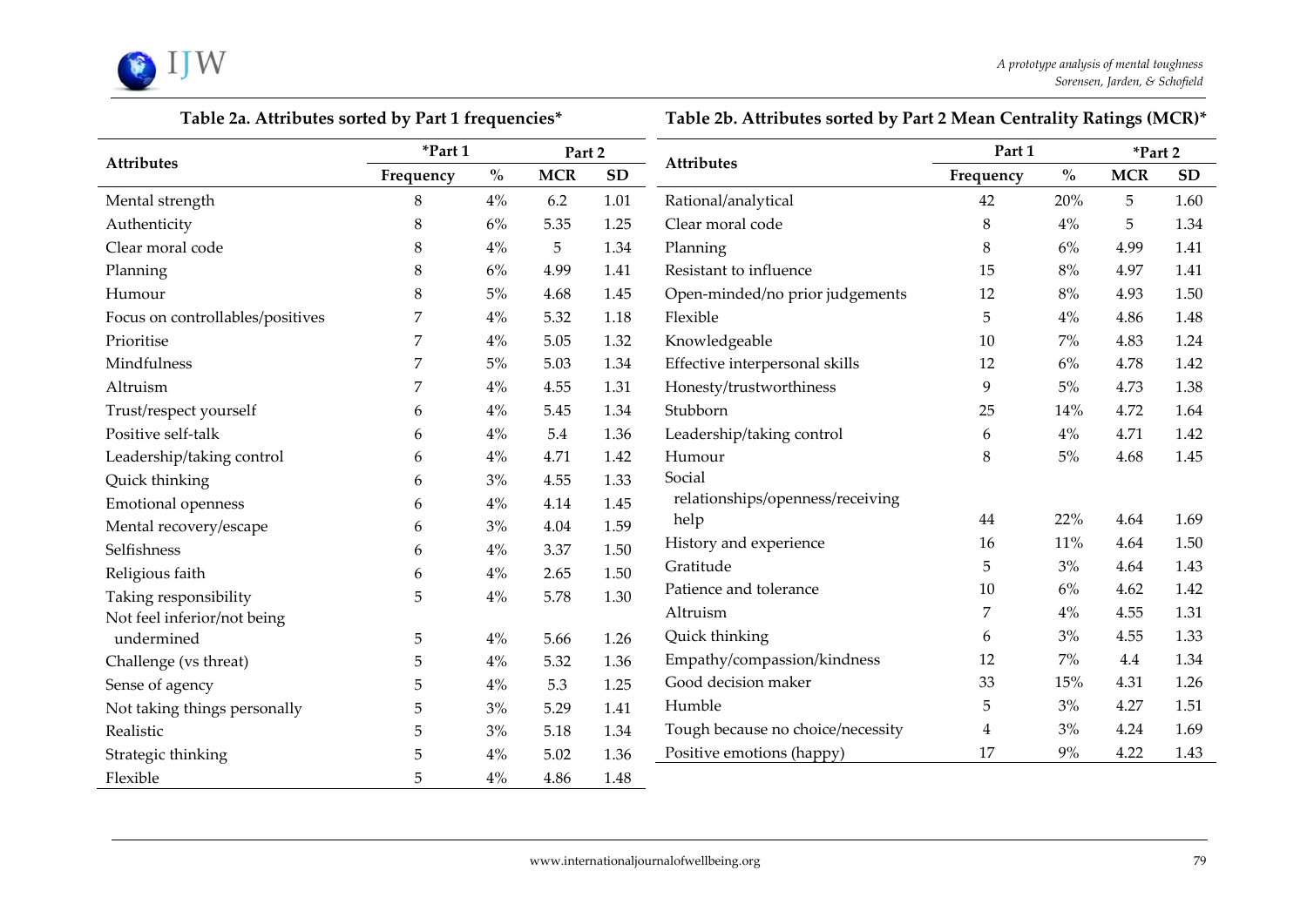**Table 2a. Attributes sorted by Part 1 frequencies***

| Attributes | *Part 1 | | Part 2 | |
|---|---|---|---|---|
| | Frequency | % | MCR | SD |
| Mental strength | 8 | 4% | 6.2 | 1.01 |
| Authenticity | 8 | 6% | 5.35 | 1.25 |
| Clear moral code | 8 | 4% | 5 | 1.34 |
| Planning | 8 | 6% | 4.99 | 1.41 |
| Humour | 8 | 5% | 4.68 | 1.45 |
| Focus on controllables/positives | 7 | 4% | 5.32 | 1.18 |
| Prioritise | 7 | 4% | 5.05 | 1.32 |
| Mindfulness | 7 | 5% | 5.03 | 1.34 |
| Altruism | 7 | 4% | 4.55 | 1.31 |
| Trust/respect yourself | 6 | 4% | 5.45 | 1.34 |
| Positive self-talk | 6 | 4% | 5.4 | 1.36 |
| Leadership/taking control | 6 | 4% | 4.71 | 1.42 |
| Quick thinking | 6 | 3% | 4.55 | 1.33 |
| Emotional openness | 6 | 4% | 4.14 | 1.45 |
| Mental recovery/escape | 6 | 3% | 4.04 | 1.59 |
| Selfishness | 6 | 4% | 3.37 | 1.50 |
| Religious faith | 6 | 4% | 2.65 | 1.50 |
| Taking responsibility | 5 | 4% | 5.78 | 1.30 |
| Not feel inferior/not being undermined | 5 | 4% | 5.66 | 1.26 |
| Challenge (vs threat) | 5 | 4% | 5.32 | 1.36 |
| Sense of agency | 5 | 4% | 5.3 | 1.25 |
| Not taking things personally | 5 | 3% | 5.29 | 1.41 |
| Realistic | 5 | 3% | 5.18 | 1.34 |
| Strategic thinking | 5 | 4% | 5.02 | 1.36 |
| Flexible | 5 | 4% | 4.86 | 1.48 |

**Table 2b. Attributes sorted by Part 2 Mean Centrality Ratings (MCR)***

| Attributes | Part 1 | | *Part 2 | |
|---|---|---|---|---|
| | Frequency | % | MCR | SD |
| Rational/analytical | 42 | 20% | 5 | 1.60 |
| Clear moral code | 8 | 4% | 5 | 1.34 |
| Planning | 8 | 6% | 4.99 | 1.41 |
| Resistant to influence | 15 | 8% | 4.97 | 1.41 |
| Open-minded/no prior judgements | 12 | 8% | 4.93 | 1.50 |
| Flexible | 5 | 4% | 4.86 | 1.48 |
| Knowledgeable | 10 | 7% | 4.83 | 1.24 |
| Effective interpersonal skills | 12 | 6% | 4.78 | 1.42 |
| Honesty/trustworthiness | 9 | 5% | 4.73 | 1.38 |
| Stubborn | 25 | 14% | 4.72 | 1.64 |
| Leadership/taking control | 6 | 4% | 4.71 | 1.42 |
| Humour | 8 | 5% | 4.68 | 1.45 |
| Social relationships/openness/receiving help | 44 | 22% | 4.64 | 1.69 |
| History and experience | 16 | 11% | 4.64 | 1.50 |
| Gratitude | 5 | 3% | 4.64 | 1.43 |
| Patience and tolerance | 10 | 6% | 4.62 | 1.42 |
| Altruism | 7 | 4% | 4.55 | 1.31 |
| Quick thinking | 6 | 3% | 4.55 | 1.33 |
| Empathy/compassion/kindness | 12 | 7% | 4.4 | 1.34 |
| Good decision maker | 33 | 15% | 4.31 | 1.26 |
| Humble | 5 | 3% | 4.27 | 1.51 |
| Tough because no choice/necessity | 4 | 3% | 4.24 | 1.69 |
| Positive emotions (happy) | 17 | 9% | 4.22 | 1.43 |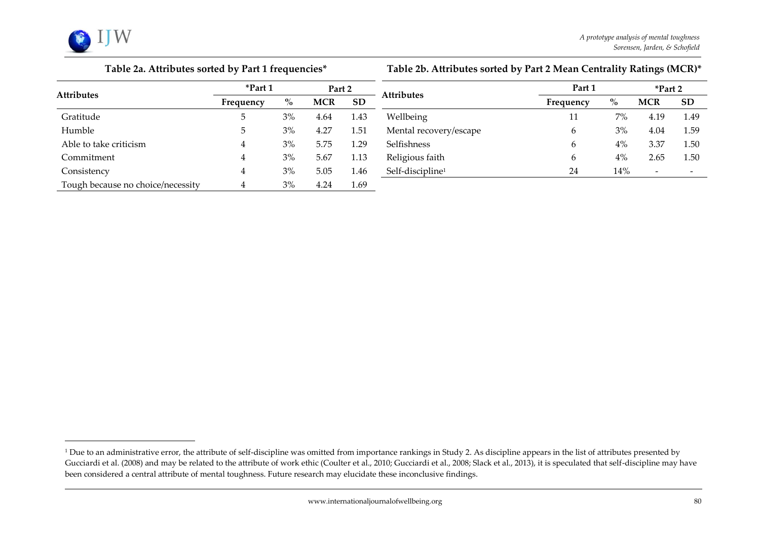**Table 2a. Attributes sorted by Part 1 frequencies***

| Attributes | *Part 1 | | Part 2 | |
|---|---|---|---|---|
| | Frequency | % | MCR | SD |
| Gratitude | 5 | 3% | 4.64 | 1.43 |
| Humble | 5 | 3% | 4.27 | 1.51 |
| Able to take criticism | 4 | 3% | 5.75 | 1.29 |
| Commitment | 4 | 3% | 5.67 | 1.13 |
| Consistency | 4 | 3% | 5.05 | 1.46 |
| Tough because no choice/necessity | 4 | 3% | 4.24 | 1.69 |

**Table 2b. Attributes sorted by Part 2 Mean Centrality Ratings (MCR)***

| Attributes | Part 1 | | *Part 2 | |
|---|---|---|---|---|
| | Frequency | % | MCR | SD |
| Wellbeing | 11 | 7% | 4.19 | 1.49 |
| Mental recovery/escape | 6 | 3% | 4.04 | 1.59 |
| Selfishness | 6 | 4% | 3.37 | 1.50 |
| Religious faith | 6 | 4% | 2.65 | 1.50 |
| Self-discipline[1] | 24 | 14% | - | - |

[1] Due to an administrative error, the attribute of self-discipline was omitted from importance rankings in Study 2. As discipline appears in the list of attributes presented by Gucciardi et al. (2008) and may be related to the attribute of work ethic (Coulter et al., 2010; Gucciardi et al., 2008; Slack et al., 2013), it is speculated that self-discipline may have been considered a central attribute of mental toughness. Future research may elucidate these inconclusive findings.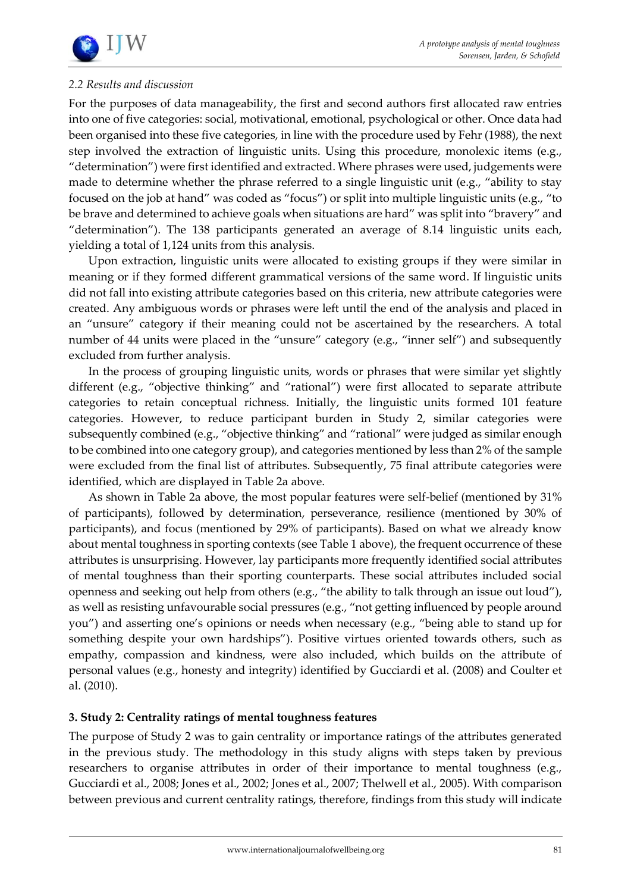*2.2 Results and discussion*

For the purposes of data manageability, the first and second authors first allocated raw entries into one of five categories: social, motivational, emotional, psychological or other. Once data had been organised into these five categories, in line with the procedure used by Fehr (1988), the next step involved the extraction of linguistic units. Using this procedure, monolexic items (e.g., "determination") were first identified and extracted. Where phrases were used, judgements were made to determine whether the phrase referred to a single linguistic unit (e.g., "ability to stay focused on the job at hand" was coded as "focus") or split into multiple linguistic units (e.g., "to be brave and determined to achieve goals when situations are hard" was split into "bravery" and "determination"). The 138 participants generated an average of 8.14 linguistic units each, yielding a total of 1,124 units from this analysis.

Upon extraction, linguistic units were allocated to existing groups if they were similar in meaning or if they formed different grammatical versions of the same word. If linguistic units did not fall into existing attribute categories based on this criteria, new attribute categories were created. Any ambiguous words or phrases were left until the end of the analysis and placed in an "unsure" category if their meaning could not be ascertained by the researchers. A total number of 44 units were placed in the "unsure" category (e.g., "inner self") and subsequently excluded from further analysis.

In the process of grouping linguistic units, words or phrases that were similar yet slightly different (e.g., "objective thinking" and "rational") were first allocated to separate attribute categories to retain conceptual richness. Initially, the linguistic units formed 101 feature categories. However, to reduce participant burden in Study 2, similar categories were subsequently combined (e.g., "objective thinking" and "rational" were judged as similar enough to be combined into one category group), and categories mentioned by less than 2% of the sample were excluded from the final list of attributes. Subsequently, 75 final attribute categories were identified, which are displayed in Table 2a above.

As shown in Table 2a above, the most popular features were self-belief (mentioned by 31% of participants), followed by determination, perseverance, resilience (mentioned by 30% of participants), and focus (mentioned by 29% of participants). Based on what we already know about mental toughness in sporting contexts (see Table 1 above), the frequent occurrence of these attributes is unsurprising. However, lay participants more frequently identified social attributes of mental toughness than their sporting counterparts. These social attributes included social openness and seeking out help from others (e.g., "the ability to talk through an issue out loud"), as well as resisting unfavourable social pressures (e.g., "not getting influenced by people around you") and asserting one's opinions or needs when necessary (e.g., "being able to stand up for something despite your own hardships"). Positive virtues oriented towards others, such as empathy, compassion and kindness, were also included, which builds on the attribute of personal values (e.g., honesty and integrity) identified by Gucciardi et al. (2008) and Coulter et al. (2010).

## 3. Study 2: Centrality ratings of mental toughness features

The purpose of Study 2 was to gain centrality or importance ratings of the attributes generated in the previous study. The methodology in this study aligns with steps taken by previous researchers to organise attributes in order of their importance to mental toughness (e.g., Gucciardi et al., 2008; Jones et al., 2002; Jones et al., 2007; Thelwell et al., 2005). With comparison between previous and current centrality ratings, therefore, findings from this study will indicate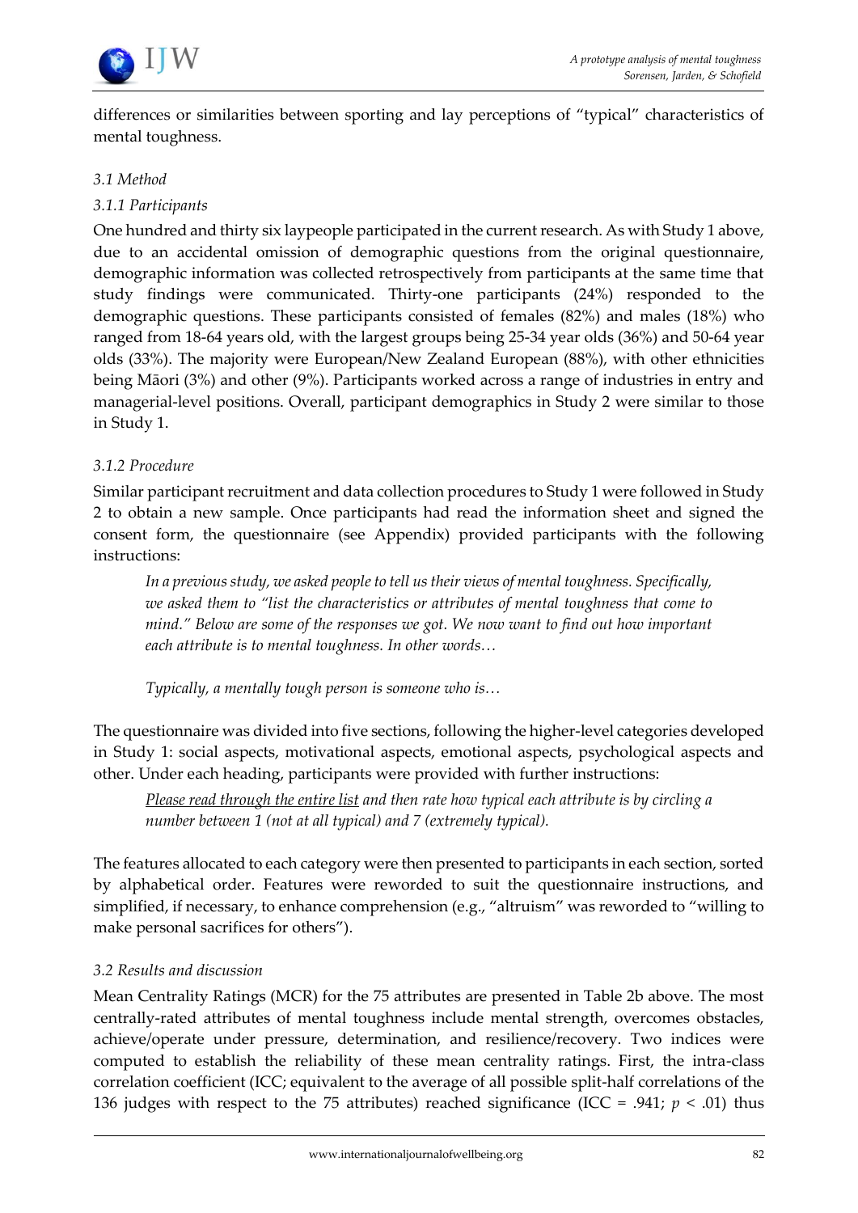differences or similarities between sporting and lay perceptions of "typical" characteristics of mental toughness.

### 3.1 Method

#### 3.1.1 Participants

One hundred and thirty six laypeople participated in the current research. As with Study 1 above, due to an accidental omission of demographic questions from the original questionnaire, demographic information was collected retrospectively from participants at the same time that study findings were communicated. Thirty-one participants (24%) responded to the demographic questions. These participants consisted of females (82%) and males (18%) who ranged from 18-64 years old, with the largest groups being 25-34 year olds (36%) and 50-64 year olds (33%). The majority were European/New Zealand European (88%), with other ethnicities being Māori (3%) and other (9%). Participants worked across a range of industries in entry and managerial-level positions. Overall, participant demographics in Study 2 were similar to those in Study 1.

#### 3.1.2 Procedure

Similar participant recruitment and data collection procedures to Study 1 were followed in Study 2 to obtain a new sample. Once participants had read the information sheet and signed the consent form, the questionnaire (see Appendix) provided participants with the following instructions:

> *In a previous study, we asked people to tell us their views of mental toughness. Specifically, we asked them to "list the characteristics or attributes of mental toughness that come to mind." Below are some of the responses we got. We now want to find out how important each attribute is to mental toughness. In other words…*
>
> *Typically, a mentally tough person is someone who is…*

The questionnaire was divided into five sections, following the higher-level categories developed in Study 1: social aspects, motivational aspects, emotional aspects, psychological aspects and other. Under each heading, participants were provided with further instructions:

> *Please read through the entire list and then rate how typical each attribute is by circling a number between 1 (not at all typical) and 7 (extremely typical).*

The features allocated to each category were then presented to participants in each section, sorted by alphabetical order. Features were reworded to suit the questionnaire instructions, and simplified, if necessary, to enhance comprehension (e.g., "altruism" was reworded to "willing to make personal sacrifices for others").

### 3.2 Results and discussion

Mean Centrality Ratings (MCR) for the 75 attributes are presented in Table 2b above. The most centrally-rated attributes of mental toughness include mental strength, overcomes obstacles, achieve/operate under pressure, determination, and resilience/recovery. Two indices were computed to establish the reliability of these mean centrality ratings. First, the intra-class correlation coefficient (ICC; equivalent to the average of all possible split-half correlations of the 136 judges with respect to the 75 attributes) reached significance (ICC = .941; $p < .01$) thus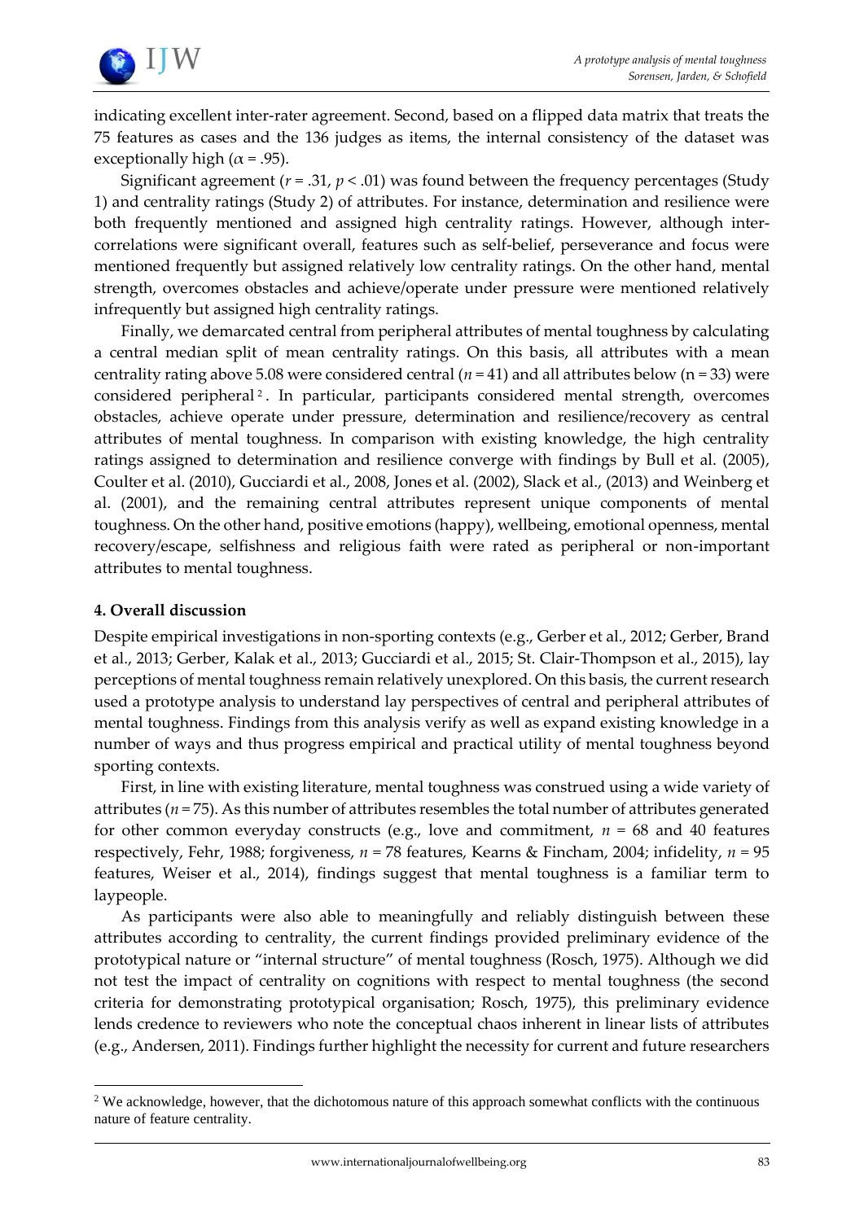indicating excellent inter-rater agreement. Second, based on a flipped data matrix that treats the 75 features as cases and the 136 judges as items, the internal consistency of the dataset was exceptionally high ($\alpha$ = .95).

Significant agreement ($r$ = .31, $p$ < .01) was found between the frequency percentages (Study 1) and centrality ratings (Study 2) of attributes. For instance, determination and resilience were both frequently mentioned and assigned high centrality ratings. However, although inter-correlations were significant overall, features such as self-belief, perseverance and focus were mentioned frequently but assigned relatively low centrality ratings. On the other hand, mental strength, overcomes obstacles and achieve/operate under pressure were mentioned relatively infrequently but assigned high centrality ratings.

Finally, we demarcated central from peripheral attributes of mental toughness by calculating a central median split of mean centrality ratings. On this basis, all attributes with a mean centrality rating above 5.08 were considered central ($n$ = 41) and all attributes below (n = 33) were considered peripheral[2]. In particular, participants considered mental strength, overcomes obstacles, achieve operate under pressure, determination and resilience/recovery as central attributes of mental toughness. In comparison with existing knowledge, the high centrality ratings assigned to determination and resilience converge with findings by Bull et al. (2005), Coulter et al. (2010), Gucciardi et al., 2008, Jones et al. (2002), Slack et al., (2013) and Weinberg et al. (2001), and the remaining central attributes represent unique components of mental toughness. On the other hand, positive emotions (happy), wellbeing, emotional openness, mental recovery/escape, selfishness and religious faith were rated as peripheral or non-important attributes to mental toughness.

## 4. Overall discussion

Despite empirical investigations in non-sporting contexts (e.g., Gerber et al., 2012; Gerber, Brand et al., 2013; Gerber, Kalak et al., 2013; Gucciardi et al., 2015; St. Clair-Thompson et al., 2015), lay perceptions of mental toughness remain relatively unexplored. On this basis, the current research used a prototype analysis to understand lay perspectives of central and peripheral attributes of mental toughness. Findings from this analysis verify as well as expand existing knowledge in a number of ways and thus progress empirical and practical utility of mental toughness beyond sporting contexts.

First, in line with existing literature, mental toughness was construed using a wide variety of attributes ($n$ = 75). As this number of attributes resembles the total number of attributes generated for other common everyday constructs (e.g., love and commitment, $n$ = 68 and 40 features respectively, Fehr, 1988; forgiveness, $n$ = 78 features, Kearns & Fincham, 2004; infidelity, $n$ = 95 features, Weiser et al., 2014), findings suggest that mental toughness is a familiar term to laypeople.

As participants were also able to meaningfully and reliably distinguish between these attributes according to centrality, the current findings provided preliminary evidence of the prototypical nature or "internal structure" of mental toughness (Rosch, 1975). Although we did not test the impact of centrality on cognitions with respect to mental toughness (the second criteria for demonstrating prototypical organisation; Rosch, 1975), this preliminary evidence lends credence to reviewers who note the conceptual chaos inherent in linear lists of attributes (e.g., Andersen, 2011). Findings further highlight the necessity for current and future researchers

[2] We acknowledge, however, that the dichotomous nature of this approach somewhat conflicts with the continuous nature of feature centrality.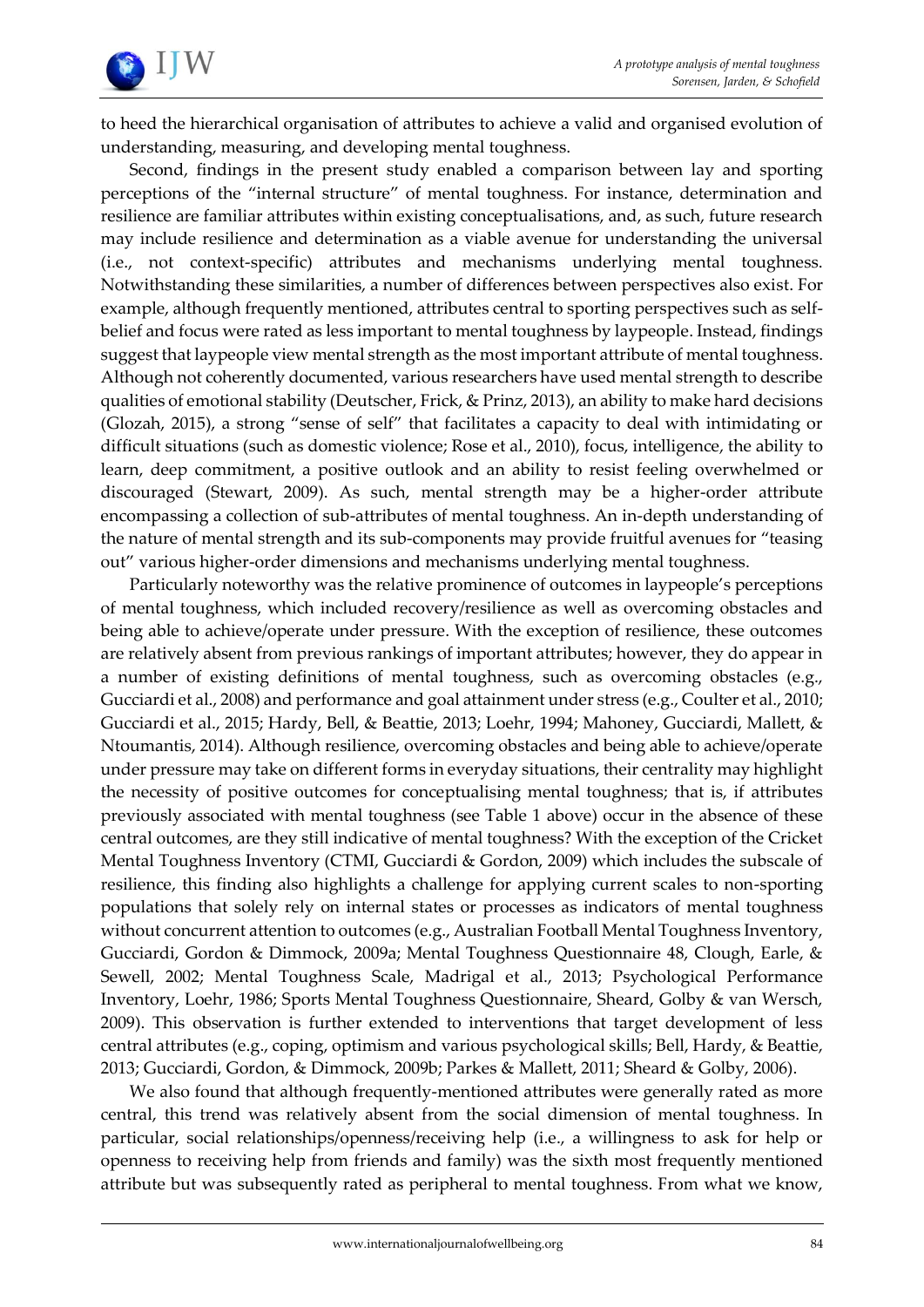to heed the hierarchical organisation of attributes to achieve a valid and organised evolution of understanding, measuring, and developing mental toughness.

Second, findings in the present study enabled a comparison between lay and sporting perceptions of the "internal structure" of mental toughness. For instance, determination and resilience are familiar attributes within existing conceptualisations, and, as such, future research may include resilience and determination as a viable avenue for understanding the universal (i.e., not context-specific) attributes and mechanisms underlying mental toughness. Notwithstanding these similarities, a number of differences between perspectives also exist. For example, although frequently mentioned, attributes central to sporting perspectives such as self-belief and focus were rated as less important to mental toughness by laypeople. Instead, findings suggest that laypeople view mental strength as the most important attribute of mental toughness. Although not coherently documented, various researchers have used mental strength to describe qualities of emotional stability (Deutscher, Frick, & Prinz, 2013), an ability to make hard decisions (Glozah, 2015), a strong "sense of self" that facilitates a capacity to deal with intimidating or difficult situations (such as domestic violence; Rose et al., 2010), focus, intelligence, the ability to learn, deep commitment, a positive outlook and an ability to resist feeling overwhelmed or discouraged (Stewart, 2009). As such, mental strength may be a higher-order attribute encompassing a collection of sub-attributes of mental toughness. An in-depth understanding of the nature of mental strength and its sub-components may provide fruitful avenues for "teasing out" various higher-order dimensions and mechanisms underlying mental toughness.

Particularly noteworthy was the relative prominence of outcomes in laypeople's perceptions of mental toughness, which included recovery/resilience as well as overcoming obstacles and being able to achieve/operate under pressure. With the exception of resilience, these outcomes are relatively absent from previous rankings of important attributes; however, they do appear in a number of existing definitions of mental toughness, such as overcoming obstacles (e.g., Gucciardi et al., 2008) and performance and goal attainment under stress (e.g., Coulter et al., 2010; Gucciardi et al., 2015; Hardy, Bell, & Beattie, 2013; Loehr, 1994; Mahoney, Gucciardi, Mallett, & Ntoumantis, 2014). Although resilience, overcoming obstacles and being able to achieve/operate under pressure may take on different forms in everyday situations, their centrality may highlight the necessity of positive outcomes for conceptualising mental toughness; that is, if attributes previously associated with mental toughness (see Table 1 above) occur in the absence of these central outcomes, are they still indicative of mental toughness? With the exception of the Cricket Mental Toughness Inventory (CTMI, Gucciardi & Gordon, 2009) which includes the subscale of resilience, this finding also highlights a challenge for applying current scales to non-sporting populations that solely rely on internal states or processes as indicators of mental toughness without concurrent attention to outcomes (e.g., Australian Football Mental Toughness Inventory, Gucciardi, Gordon & Dimmock, 2009a; Mental Toughness Questionnaire 48, Clough, Earle, & Sewell, 2002; Mental Toughness Scale, Madrigal et al., 2013; Psychological Performance Inventory, Loehr, 1986; Sports Mental Toughness Questionnaire, Sheard, Golby & van Wersch, 2009). This observation is further extended to interventions that target development of less central attributes (e.g., coping, optimism and various psychological skills; Bell, Hardy, & Beattie, 2013; Gucciardi, Gordon, & Dimmock, 2009b; Parkes & Mallett, 2011; Sheard & Golby, 2006).

We also found that although frequently-mentioned attributes were generally rated as more central, this trend was relatively absent from the social dimension of mental toughness. In particular, social relationships/openness/receiving help (i.e., a willingness to ask for help or openness to receiving help from friends and family) was the sixth most frequently mentioned attribute but was subsequently rated as peripheral to mental toughness. From what we know,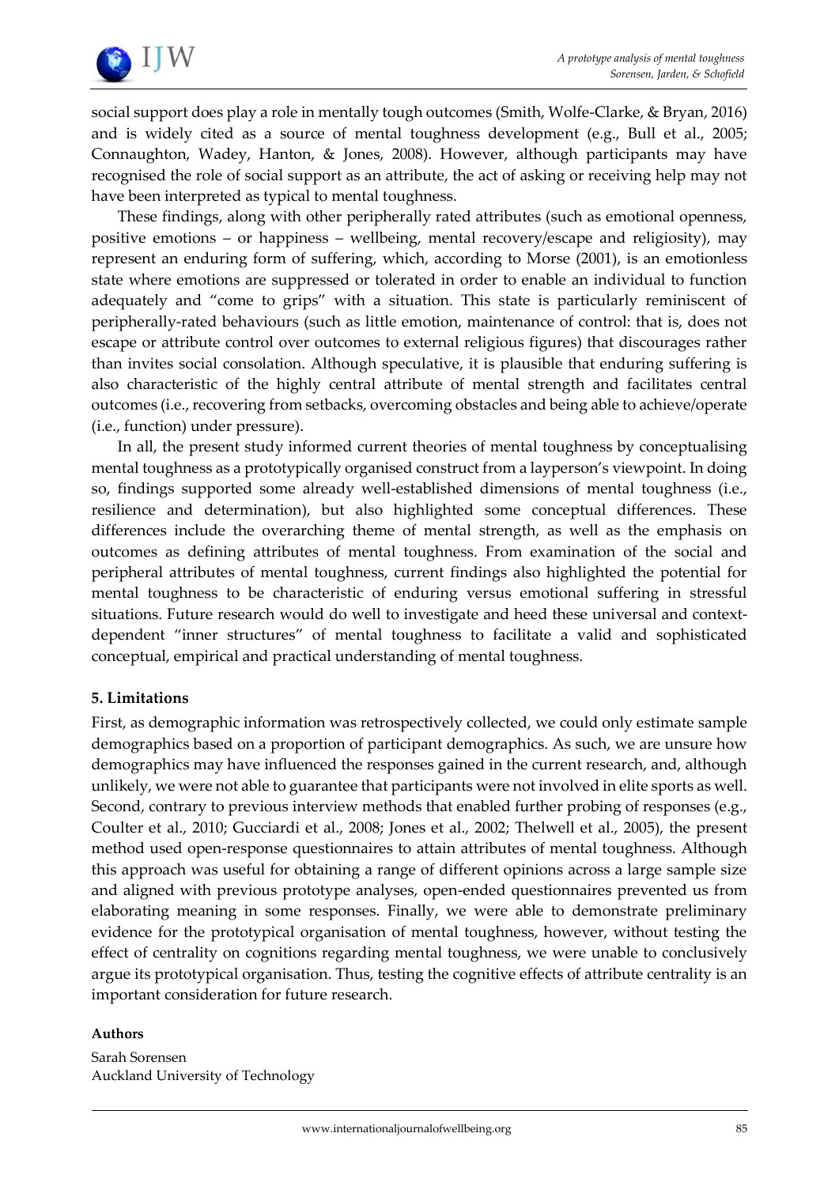social support does play a role in mentally tough outcomes (Smith, Wolfe-Clarke, & Bryan, 2016) and is widely cited as a source of mental toughness development (e.g., Bull et al., 2005; Connaughton, Wadey, Hanton, & Jones, 2008). However, although participants may have recognised the role of social support as an attribute, the act of asking or receiving help may not have been interpreted as typical to mental toughness.

These findings, along with other peripherally rated attributes (such as emotional openness, positive emotions – or happiness – wellbeing, mental recovery/escape and religiosity), may represent an enduring form of suffering, which, according to Morse (2001), is an emotionless state where emotions are suppressed or tolerated in order to enable an individual to function adequately and "come to grips" with a situation. This state is particularly reminiscent of peripherally-rated behaviours (such as little emotion, maintenance of control: that is, does not escape or attribute control over outcomes to external religious figures) that discourages rather than invites social consolation. Although speculative, it is plausible that enduring suffering is also characteristic of the highly central attribute of mental strength and facilitates central outcomes (i.e., recovering from setbacks, overcoming obstacles and being able to achieve/operate (i.e., function) under pressure).

In all, the present study informed current theories of mental toughness by conceptualising mental toughness as a prototypically organised construct from a layperson's viewpoint. In doing so, findings supported some already well-established dimensions of mental toughness (i.e., resilience and determination), but also highlighted some conceptual differences. These differences include the overarching theme of mental strength, as well as the emphasis on outcomes as defining attributes of mental toughness. From examination of the social and peripheral attributes of mental toughness, current findings also highlighted the potential for mental toughness to be characteristic of enduring versus emotional suffering in stressful situations. Future research would do well to investigate and heed these universal and context-dependent "inner structures" of mental toughness to facilitate a valid and sophisticated conceptual, empirical and practical understanding of mental toughness.

## 5. Limitations

First, as demographic information was retrospectively collected, we could only estimate sample demographics based on a proportion of participant demographics. As such, we are unsure how demographics may have influenced the responses gained in the current research, and, although unlikely, we were not able to guarantee that participants were not involved in elite sports as well. Second, contrary to previous interview methods that enabled further probing of responses (e.g., Coulter et al., 2010; Gucciardi et al., 2008; Jones et al., 2002; Thelwell et al., 2005), the present method used open-response questionnaires to attain attributes of mental toughness. Although this approach was useful for obtaining a range of different opinions across a large sample size and aligned with previous prototype analyses, open-ended questionnaires prevented us from elaborating meaning in some responses. Finally, we were able to demonstrate preliminary evidence for the prototypical organisation of mental toughness, however, without testing the effect of centrality on cognitions regarding mental toughness, we were unable to conclusively argue its prototypical organisation. Thus, testing the cognitive effects of attribute centrality is an important consideration for future research.

**Authors**

Sarah Sorensen
Auckland University of Technology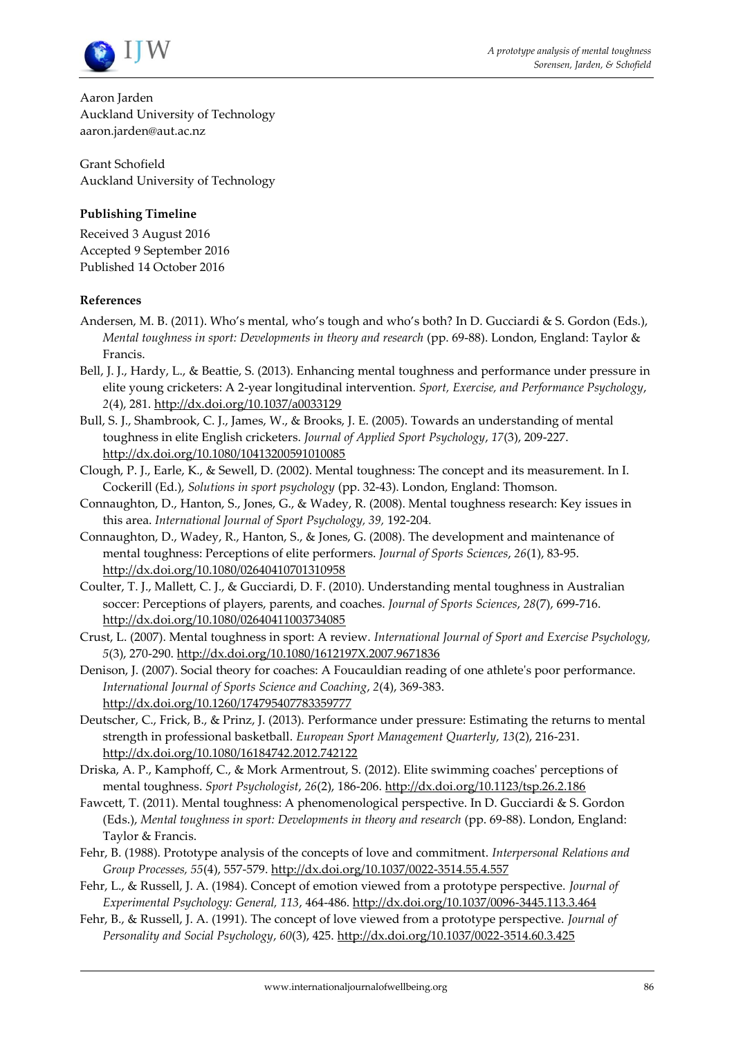Aaron Jarden
Auckland University of Technology
aaron.jarden@aut.ac.nz

Grant Schofield
Auckland University of Technology

**Publishing Timeline**

Received 3 August 2016
Accepted 9 September 2016
Published 14 October 2016

**References**

Andersen, M. B. (2011). Who's mental, who's tough and who's both? In D. Gucciardi & S. Gordon (Eds.), *Mental toughness in sport: Developments in theory and research* (pp. 69-88). London, England: Taylor & Francis.

Bell, J. J., Hardy, L., & Beattie, S. (2013). Enhancing mental toughness and performance under pressure in elite young cricketers: A 2-year longitudinal intervention. *Sport, Exercise, and Performance Psychology*, *2*(4), 281. http://dx.doi.org/10.1037/a0033129

Bull, S. J., Shambrook, C. J., James, W., & Brooks, J. E. (2005). Towards an understanding of mental toughness in elite English cricketers. *Journal of Applied Sport Psychology*, *17*(3), 209-227. http://dx.doi.org/10.1080/10413200591010085

Clough, P. J., Earle, K., & Sewell, D. (2002). Mental toughness: The concept and its measurement. In I. Cockerill (Ed.), *Solutions in sport psychology* (pp. 32-43). London, England: Thomson.

Connaughton, D., Hanton, S., Jones, G., & Wadey, R. (2008). Mental toughness research: Key issues in this area. *International Journal of Sport Psychology, 39,* 192-204.

Connaughton, D., Wadey, R., Hanton, S., & Jones, G. (2008). The development and maintenance of mental toughness: Perceptions of elite performers. *Journal of Sports Sciences*, *26*(1), 83-95. http://dx.doi.org/10.1080/02640410701310958

Coulter, T. J., Mallett, C. J., & Gucciardi, D. F. (2010). Understanding mental toughness in Australian soccer: Perceptions of players, parents, and coaches. *Journal of Sports Sciences*, *28*(7), 699-716. http://dx.doi.org/10.1080/02640411003734085

Crust, L. (2007). Mental toughness in sport: A review. *International Journal of Sport and Exercise Psychology, 5*(3), 270-290. http://dx.doi.org/10.1080/1612197X.2007.9671836

Denison, J. (2007). Social theory for coaches: A Foucauldian reading of one athlete's poor performance. *International Journal of Sports Science and Coaching*, *2*(4), 369-383. http://dx.doi.org/10.1260/174795407783359777

Deutscher, C., Frick, B., & Prinz, J. (2013). Performance under pressure: Estimating the returns to mental strength in professional basketball. *European Sport Management Quarterly*, *13*(2), 216-231. http://dx.doi.org/10.1080/16184742.2012.742122

Driska, A. P., Kamphoff, C., & Mork Armentrout, S. (2012). Elite swimming coaches' perceptions of mental toughness. *Sport Psychologist*, *26*(2), 186-206. http://dx.doi.org/10.1123/tsp.26.2.186

Fawcett, T. (2011). Mental toughness: A phenomenological perspective. In D. Gucciardi & S. Gordon (Eds.), *Mental toughness in sport: Developments in theory and research* (pp. 69-88). London, England: Taylor & Francis.

Fehr, B. (1988). Prototype analysis of the concepts of love and commitment. *Interpersonal Relations and Group Processes, 55*(4), 557-579. http://dx.doi.org/10.1037/0022-3514.55.4.557

Fehr, L., & Russell, J. A. (1984). Concept of emotion viewed from a prototype perspective. *Journal of Experimental Psychology: General, 113*, 464-486. http://dx.doi.org/10.1037/0096-3445.113.3.464

Fehr, B., & Russell, J. A. (1991). The concept of love viewed from a prototype perspective. *Journal of Personality and Social Psychology*, *60*(3), 425. http://dx.doi.org/10.1037/0022-3514.60.3.425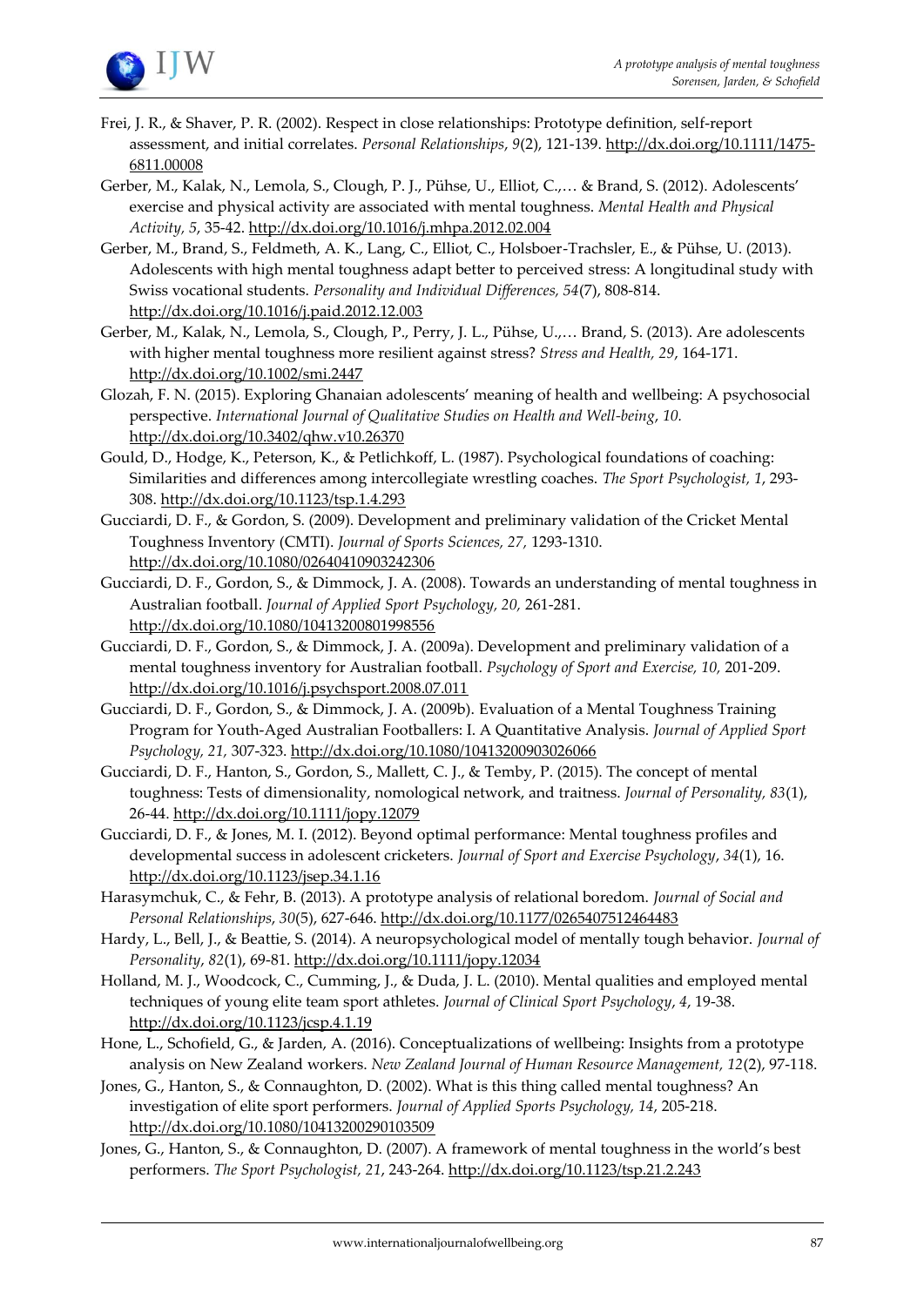Frei, J. R., & Shaver, P. R. (2002). Respect in close relationships: Prototype definition, self-report assessment, and initial correlates. *Personal Relationships*, *9*(2), 121-139. http://dx.doi.org/10.1111/1475-6811.00008

Gerber, M., Kalak, N., Lemola, S., Clough, P. J., Pühse, U., Elliot, C.,… & Brand, S. (2012). Adolescents' exercise and physical activity are associated with mental toughness. *Mental Health and Physical Activity, 5*, 35-42. http://dx.doi.org/10.1016/j.mhpa.2012.02.004

Gerber, M., Brand, S., Feldmeth, A. K., Lang, C., Elliot, C., Holsboer-Trachsler, E., & Pühse, U. (2013). Adolescents with high mental toughness adapt better to perceived stress: A longitudinal study with Swiss vocational students. *Personality and Individual Differences, 54*(7), 808-814. http://dx.doi.org/10.1016/j.paid.2012.12.003

Gerber, M., Kalak, N., Lemola, S., Clough, P., Perry, J. L., Pühse, U.,… Brand, S. (2013). Are adolescents with higher mental toughness more resilient against stress? *Stress and Health, 29*, 164-171. http://dx.doi.org/10.1002/smi.2447

Glozah, F. N. (2015). Exploring Ghanaian adolescents' meaning of health and wellbeing: A psychosocial perspective. *International Journal of Qualitative Studies on Health and Well-being*, *10.* http://dx.doi.org/10.3402/qhw.v10.26370

Gould, D., Hodge, K., Peterson, K., & Petlichkoff, L. (1987). Psychological foundations of coaching: Similarities and differences among intercollegiate wrestling coaches. *The Sport Psychologist, 1*, 293-308. http://dx.doi.org/10.1123/tsp.1.4.293

Gucciardi, D. F., & Gordon, S. (2009). Development and preliminary validation of the Cricket Mental Toughness Inventory (CMTI). *Journal of Sports Sciences, 27,* 1293-1310. http://dx.doi.org/10.1080/02640410903242306

Gucciardi, D. F., Gordon, S., & Dimmock, J. A. (2008). Towards an understanding of mental toughness in Australian football. *Journal of Applied Sport Psychology, 20,* 261-281. http://dx.doi.org/10.1080/10413200801998556

Gucciardi, D. F., Gordon, S., & Dimmock, J. A. (2009a). Development and preliminary validation of a mental toughness inventory for Australian football. *Psychology of Sport and Exercise, 10,* 201-209. http://dx.doi.org/10.1016/j.psychsport.2008.07.011

Gucciardi, D. F., Gordon, S., & Dimmock, J. A. (2009b). Evaluation of a Mental Toughness Training Program for Youth-Aged Australian Footballers: I. A Quantitative Analysis. *Journal of Applied Sport Psychology, 21,* 307-323. http://dx.doi.org/10.1080/10413200903026066

Gucciardi, D. F., Hanton, S., Gordon, S., Mallett, C. J., & Temby, P. (2015). The concept of mental toughness: Tests of dimensionality, nomological network, and traitness. *Journal of Personality, 83*(1), 26-44. http://dx.doi.org/10.1111/jopy.12079

Gucciardi, D. F., & Jones, M. I. (2012). Beyond optimal performance: Mental toughness profiles and developmental success in adolescent cricketers. *Journal of Sport and Exercise Psychology*, *34*(1), 16. http://dx.doi.org/10.1123/jsep.34.1.16

Harasymchuk, C., & Fehr, B. (2013). A prototype analysis of relational boredom. *Journal of Social and Personal Relationships*, *30*(5), 627-646. http://dx.doi.org/10.1177/0265407512464483

Hardy, L., Bell, J., & Beattie, S. (2014). A neuropsychological model of mentally tough behavior. *Journal of Personality*, *82*(1), 69-81. http://dx.doi.org/10.1111/jopy.12034

Holland, M. J., Woodcock, C., Cumming, J., & Duda, J. L. (2010). Mental qualities and employed mental techniques of young elite team sport athletes. *Journal of Clinical Sport Psychology*, *4*, 19-38. http://dx.doi.org/10.1123/jcsp.4.1.19

Hone, L., Schofield, G., & Jarden, A. (2016). Conceptualizations of wellbeing: Insights from a prototype analysis on New Zealand workers. *New Zealand Journal of Human Resource Management, 12*(2), 97-118.

Jones, G., Hanton, S., & Connaughton, D. (2002). What is this thing called mental toughness? An investigation of elite sport performers. *Journal of Applied Sports Psychology, 14*, 205-218. http://dx.doi.org/10.1080/10413200290103509

Jones, G., Hanton, S., & Connaughton, D. (2007). A framework of mental toughness in the world's best performers. *The Sport Psychologist, 21*, 243-264. http://dx.doi.org/10.1123/tsp.21.2.243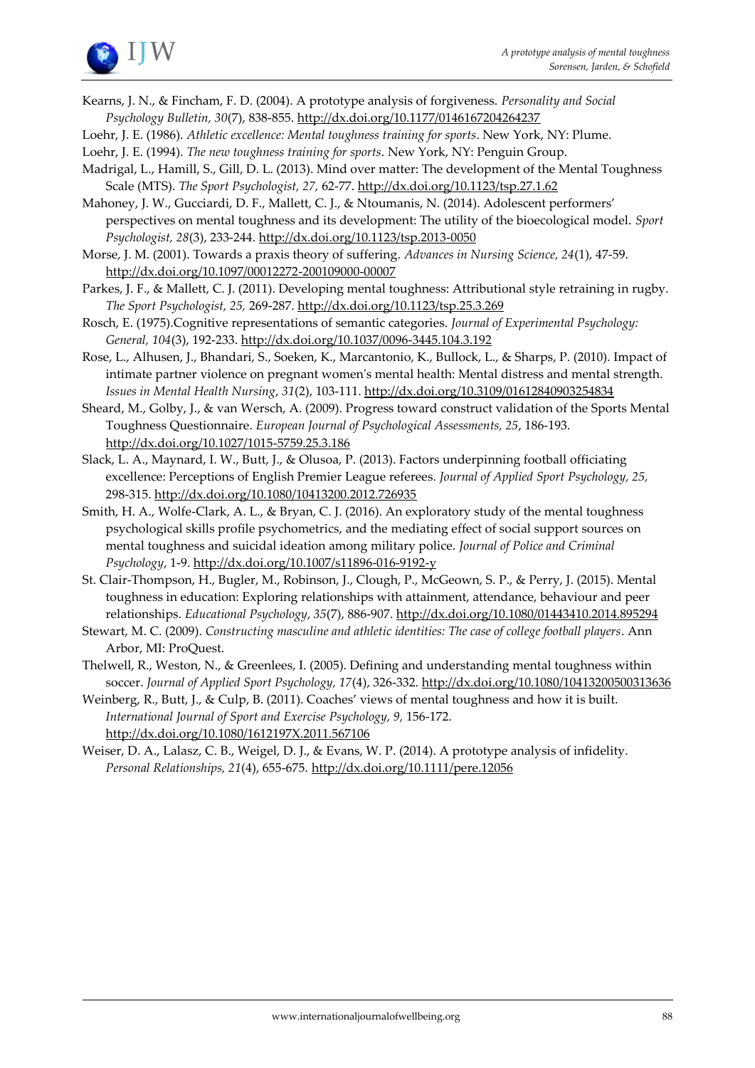Kearns, J. N., & Fincham, F. D. (2004). A prototype analysis of forgiveness. *Personality and Social Psychology Bulletin, 30*(7), 838-855. http://dx.doi.org/10.1177/0146167204264237

Loehr, J. E. (1986). *Athletic excellence: Mental toughness training for sports*. New York, NY: Plume.

Loehr, J. E. (1994). *The new toughness training for sports*. New York, NY: Penguin Group.

Madrigal, L., Hamill, S., Gill, D. L. (2013). Mind over matter: The development of the Mental Toughness Scale (MTS). *The Sport Psychologist, 27,* 62-77. http://dx.doi.org/10.1123/tsp.27.1.62

Mahoney, J. W., Gucciardi, D. F., Mallett, C. J., & Ntoumanis, N. (2014). Adolescent performers' perspectives on mental toughness and its development: The utility of the bioecological model. *Sport Psychologist, 28*(3), 233-244. http://dx.doi.org/10.1123/tsp.2013-0050

Morse, J. M. (2001). Towards a praxis theory of suffering. *Advances in Nursing Science, 24*(1), 47-59. http://dx.doi.org/10.1097/00012272-200109000-00007

Parkes, J. F., & Mallett, C. J. (2011). Developing mental toughness: Attributional style retraining in rugby. *The Sport Psychologist, 25,* 269-287. http://dx.doi.org/10.1123/tsp.25.3.269

Rosch, E. (1975).Cognitive representations of semantic categories. *Journal of Experimental Psychology: General, 104*(3), 192-233. http://dx.doi.org/10.1037/0096-3445.104.3.192

Rose, L., Alhusen, J., Bhandari, S., Soeken, K., Marcantonio, K., Bullock, L., & Sharps, P. (2010). Impact of intimate partner violence on pregnant women's mental health: Mental distress and mental strength. *Issues in Mental Health Nursing*, *31*(2), 103-111. http://dx.doi.org/10.3109/01612840903254834

Sheard, M., Golby, J., & van Wersch, A. (2009). Progress toward construct validation of the Sports Mental Toughness Questionnaire. *European Journal of Psychological Assessments, 25*, 186-193. http://dx.doi.org/10.1027/1015-5759.25.3.186

Slack, L. A., Maynard, I. W., Butt, J., & Olusoa, P. (2013). Factors underpinning football officiating excellence: Perceptions of English Premier League referees. *Journal of Applied Sport Psychology, 25,* 298-315. http://dx.doi.org/10.1080/10413200.2012.726935

Smith, H. A., Wolfe-Clark, A. L., & Bryan, C. J. (2016). An exploratory study of the mental toughness psychological skills profile psychometrics, and the mediating effect of social support sources on mental toughness and suicidal ideation among military police. *Journal of Police and Criminal Psychology*, 1-9. http://dx.doi.org/10.1007/s11896-016-9192-y

St. Clair-Thompson, H., Bugler, M., Robinson, J., Clough, P., McGeown, S. P., & Perry, J. (2015). Mental toughness in education: Exploring relationships with attainment, attendance, behaviour and peer relationships. *Educational Psychology*, *35*(7), 886-907. http://dx.doi.org/10.1080/01443410.2014.895294

Stewart, M. C. (2009). *Constructing masculine and athletic identities: The case of college football players*. Ann Arbor, MI: ProQuest.

Thelwell, R., Weston, N., & Greenlees, I. (2005). Defining and understanding mental toughness within soccer. *Journal of Applied Sport Psychology, 17*(4), 326-332. http://dx.doi.org/10.1080/10413200500313636

Weinberg, R., Butt, J., & Culp, B. (2011). Coaches' views of mental toughness and how it is built. *International Journal of Sport and Exercise Psychology, 9,* 156-172. http://dx.doi.org/10.1080/1612197X.2011.567106

Weiser, D. A., Lalasz, C. B., Weigel, D. J., & Evans, W. P. (2014). A prototype analysis of infidelity. *Personal Relationships, 21*(4), 655-675. http://dx.doi.org/10.1111/pere.12056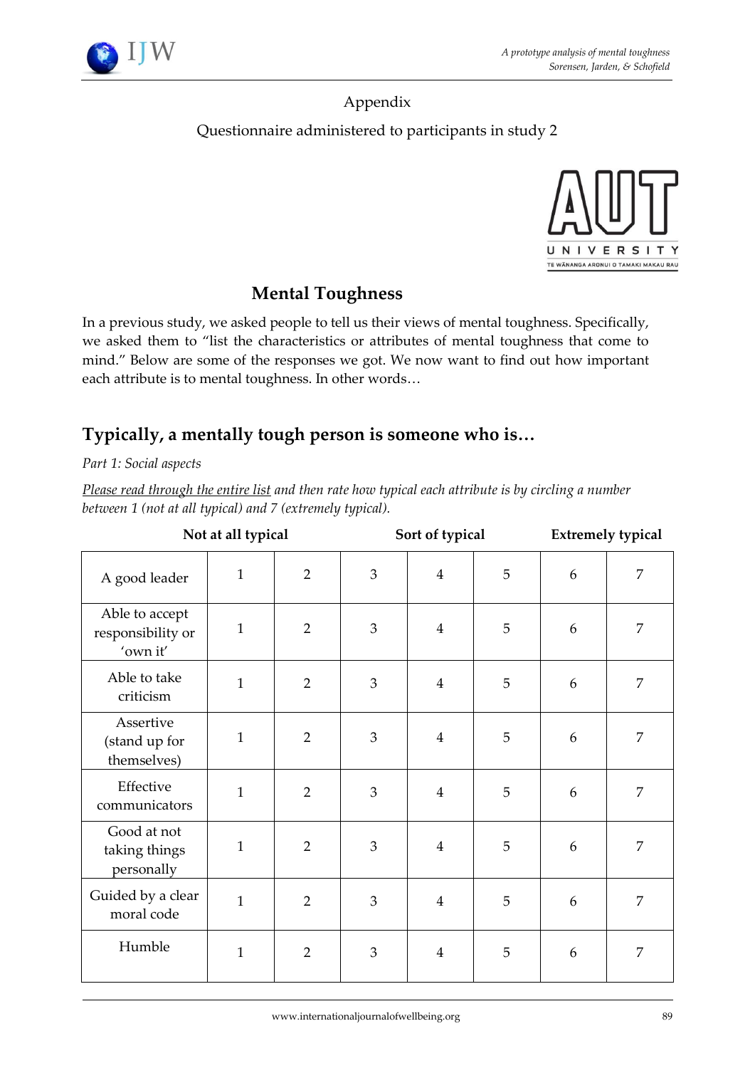Appendix

Questionnaire administered to participants in study 2

AUT UNIVERSITY TE WĀNANGA ARONUI O TAMAKI MAKAU RAU

## Mental Toughness

In a previous study, we asked people to tell us their views of mental toughness. Specifically, we asked them to "list the characteristics or attributes of mental toughness that come to mind." Below are some of the responses we got. We now want to find out how important each attribute is to mental toughness. In other words…

## Typically, a mentally tough person is someone who is…

*Part 1: Social aspects*

*<u>Please read through the entire list</u> and then rate how typical each attribute is by circling a number between 1 (not at all typical) and 7 (extremely typical).*

| | Not at all typical | | | Sort of typical | | Extremely typical | |
|---|---|---|---|---|---|---|---|
| A good leader | 1 | 2 | 3 | 4 | 5 | 6 | 7 |
| Able to accept responsibility or 'own it' | 1 | 2 | 3 | 4 | 5 | 6 | 7 |
| Able to take criticism | 1 | 2 | 3 | 4 | 5 | 6 | 7 |
| Assertive (stand up for themselves) | 1 | 2 | 3 | 4 | 5 | 6 | 7 |
| Effective communicators | 1 | 2 | 3 | 4 | 5 | 6 | 7 |
| Good at not taking things personally | 1 | 2 | 3 | 4 | 5 | 6 | 7 |
| Guided by a clear moral code | 1 | 2 | 3 | 4 | 5 | 6 | 7 |
| Humble | 1 | 2 | 3 | 4 | 5 | 6 | 7 |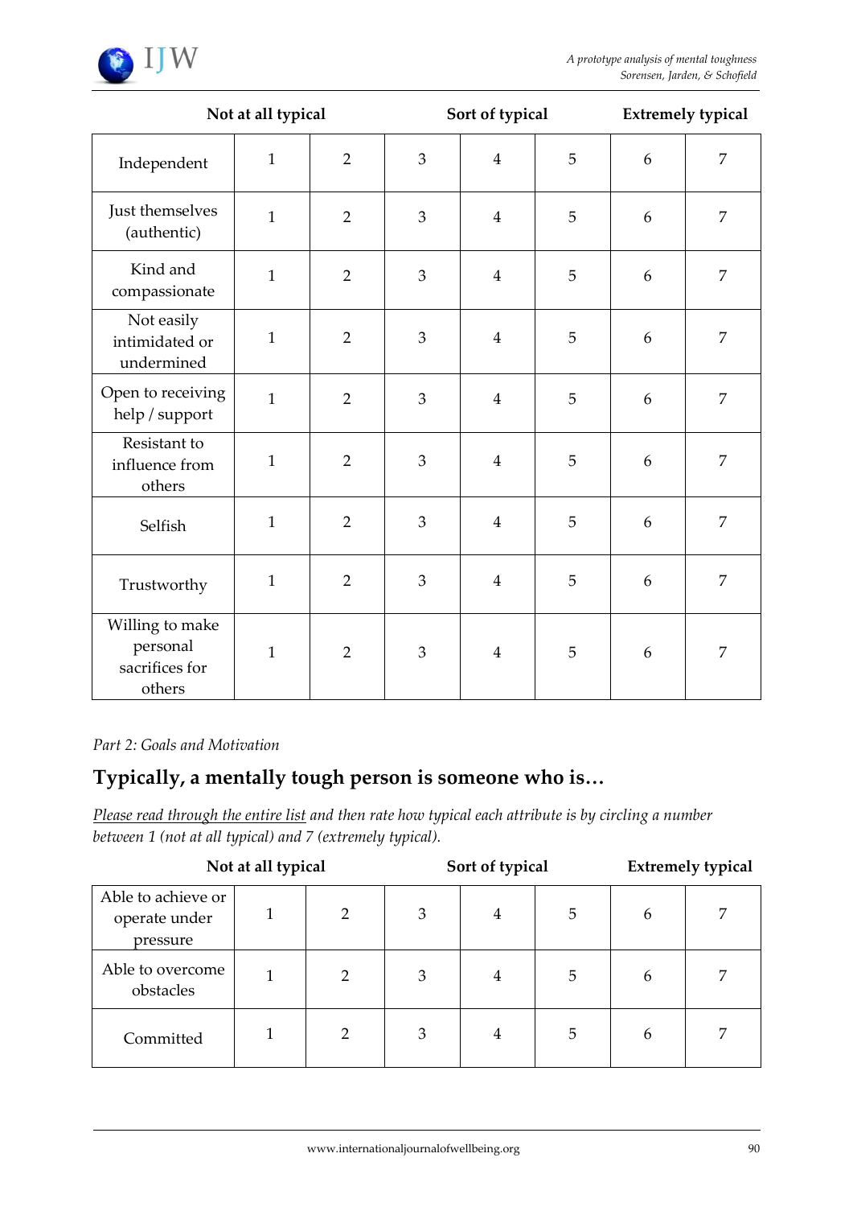| | Not at all typical | | | Sort of typical | | Extremely typical | |
|---|---|---|---|---|---|---|---|
| Independent | 1 | 2 | 3 | 4 | 5 | 6 | 7 |
| Just themselves (authentic) | 1 | 2 | 3 | 4 | 5 | 6 | 7 |
| Kind and compassionate | 1 | 2 | 3 | 4 | 5 | 6 | 7 |
| Not easily intimidated or undermined | 1 | 2 | 3 | 4 | 5 | 6 | 7 |
| Open to receiving help / support | 1 | 2 | 3 | 4 | 5 | 6 | 7 |
| Resistant to influence from others | 1 | 2 | 3 | 4 | 5 | 6 | 7 |
| Selfish | 1 | 2 | 3 | 4 | 5 | 6 | 7 |
| Trustworthy | 1 | 2 | 3 | 4 | 5 | 6 | 7 |
| Willing to make personal sacrifices for others | 1 | 2 | 3 | 4 | 5 | 6 | 7 |

*Part 2: Goals and Motivation*

## Typically, a mentally tough person is someone who is…

*Please read through the entire list and then rate how typical each attribute is by circling a number between 1 (not at all typical) and 7 (extremely typical).*

| | Not at all typical | | | Sort of typical | | Extremely typical | |
|---|---|---|---|---|---|---|---|
| Able to achieve or operate under pressure | 1 | 2 | 3 | 4 | 5 | 6 | 7 |
| Able to overcome obstacles | 1 | 2 | 3 | 4 | 5 | 6 | 7 |
| Committed | 1 | 2 | 3 | 4 | 5 | 6 | 7 |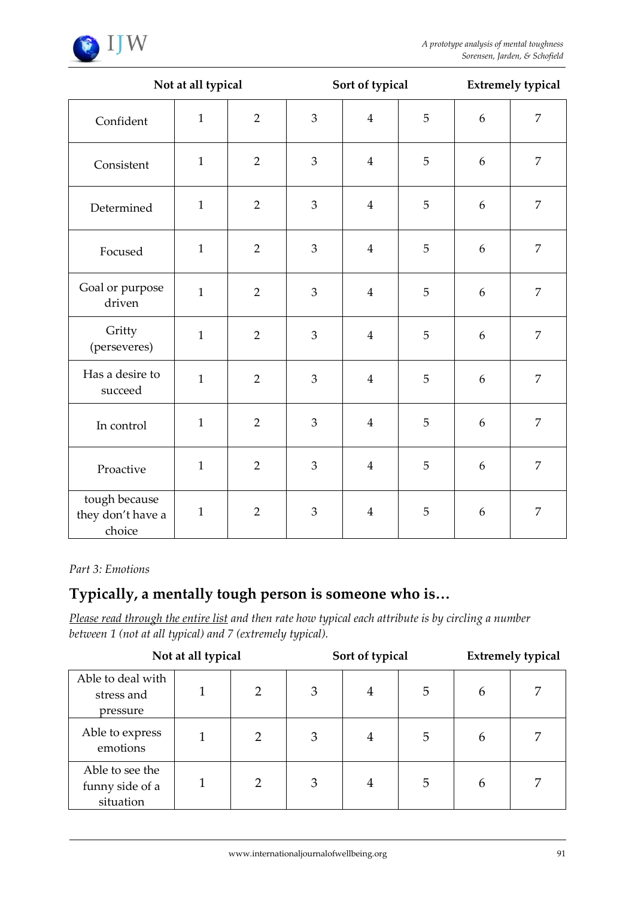| | Not at all typical | | Sort of typical | | | | Extremely typical |
|---|---|---|---|---|---|---|---|
| Confident | 1 | 2 | 3 | 4 | 5 | 6 | 7 |
| Consistent | 1 | 2 | 3 | 4 | 5 | 6 | 7 |
| Determined | 1 | 2 | 3 | 4 | 5 | 6 | 7 |
| Focused | 1 | 2 | 3 | 4 | 5 | 6 | 7 |
| Goal or purpose driven | 1 | 2 | 3 | 4 | 5 | 6 | 7 |
| Gritty (perseveres) | 1 | 2 | 3 | 4 | 5 | 6 | 7 |
| Has a desire to succeed | 1 | 2 | 3 | 4 | 5 | 6 | 7 |
| In control | 1 | 2 | 3 | 4 | 5 | 6 | 7 |
| Proactive | 1 | 2 | 3 | 4 | 5 | 6 | 7 |
| tough because they don't have a choice | 1 | 2 | 3 | 4 | 5 | 6 | 7 |

*Part 3: Emotions*

## Typically, a mentally tough person is someone who is…

*Please read through the entire list and then rate how typical each attribute is by circling a number between 1 (not at all typical) and 7 (extremely typical).*

| | Not at all typical | | Sort of typical | | | | Extremely typical |
|---|---|---|---|---|---|---|---|
| Able to deal with stress and pressure | 1 | 2 | 3 | 4 | 5 | 6 | 7 |
| Able to express emotions | 1 | 2 | 3 | 4 | 5 | 6 | 7 |
| Able to see the funny side of a situation | 1 | 2 | 3 | 4 | 5 | 6 | 7 |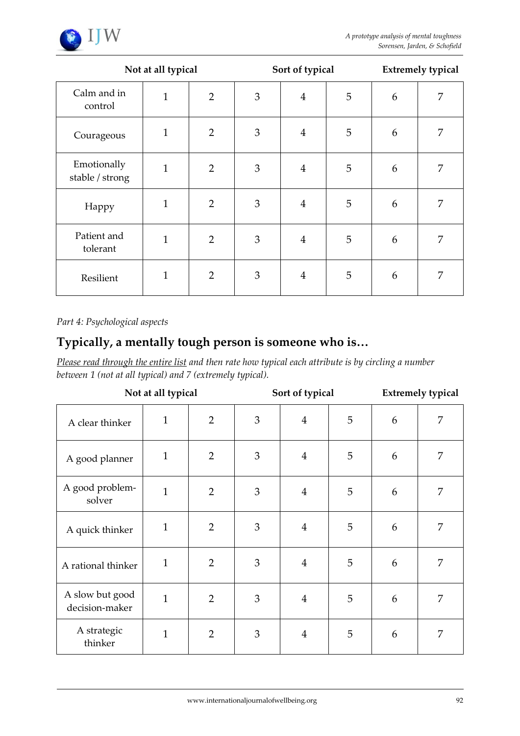| | Not at all typical | | | Sort of typical | | | Extremely typical |
|---|---|---|---|---|---|---|---|
| Calm and in control | 1 | 2 | 3 | 4 | 5 | 6 | 7 |
| Courageous | 1 | 2 | 3 | 4 | 5 | 6 | 7 |
| Emotionally stable / strong | 1 | 2 | 3 | 4 | 5 | 6 | 7 |
| Happy | 1 | 2 | 3 | 4 | 5 | 6 | 7 |
| Patient and tolerant | 1 | 2 | 3 | 4 | 5 | 6 | 7 |
| Resilient | 1 | 2 | 3 | 4 | 5 | 6 | 7 |

*Part 4: Psychological aspects*

## Typically, a mentally tough person is someone who is…

*Please read through the entire list and then rate how typical each attribute is by circling a number between 1 (not at all typical) and 7 (extremely typical).*

| | Not at all typical | | | Sort of typical | | | Extremely typical |
|---|---|---|---|---|---|---|---|
| A clear thinker | 1 | 2 | 3 | 4 | 5 | 6 | 7 |
| A good planner | 1 | 2 | 3 | 4 | 5 | 6 | 7 |
| A good problem-solver | 1 | 2 | 3 | 4 | 5 | 6 | 7 |
| A quick thinker | 1 | 2 | 3 | 4 | 5 | 6 | 7 |
| A rational thinker | 1 | 2 | 3 | 4 | 5 | 6 | 7 |
| A slow but good decision-maker | 1 | 2 | 3 | 4 | 5 | 6 | 7 |
| A strategic thinker | 1 | 2 | 3 | 4 | 5 | 6 | 7 |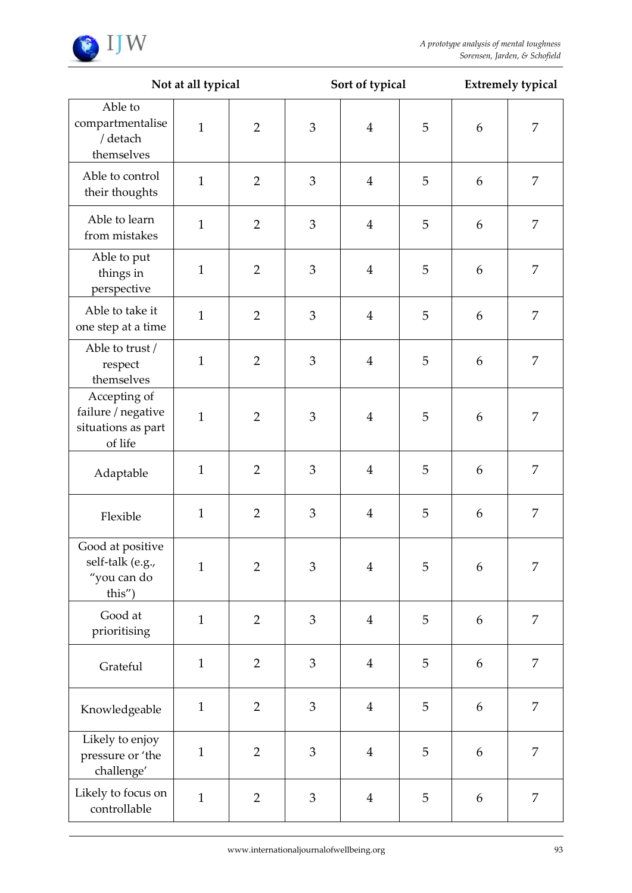| | Not at all typical | | Sort of typical | | | Extremely typical | |
|---|---|---|---|---|---|---|---|
| Able to compartmentalise / detach themselves | 1 | 2 | 3 | 4 | 5 | 6 | 7 |
| Able to control their thoughts | 1 | 2 | 3 | 4 | 5 | 6 | 7 |
| Able to learn from mistakes | 1 | 2 | 3 | 4 | 5 | 6 | 7 |
| Able to put things in perspective | 1 | 2 | 3 | 4 | 5 | 6 | 7 |
| Able to take it one step at a time | 1 | 2 | 3 | 4 | 5 | 6 | 7 |
| Able to trust / respect themselves | 1 | 2 | 3 | 4 | 5 | 6 | 7 |
| Accepting of failure / negative situations as part of life | 1 | 2 | 3 | 4 | 5 | 6 | 7 |
| Adaptable | 1 | 2 | 3 | 4 | 5 | 6 | 7 |
| Flexible | 1 | 2 | 3 | 4 | 5 | 6 | 7 |
| Good at positive self-talk (e.g., "you can do this") | 1 | 2 | 3 | 4 | 5 | 6 | 7 |
| Good at prioritising | 1 | 2 | 3 | 4 | 5 | 6 | 7 |
| Grateful | 1 | 2 | 3 | 4 | 5 | 6 | 7 |
| Knowledgeable | 1 | 2 | 3 | 4 | 5 | 6 | 7 |
| Likely to enjoy pressure or 'the challenge' | 1 | 2 | 3 | 4 | 5 | 6 | 7 |
| Likely to focus on controllable | 1 | 2 | 3 | 4 | 5 | 6 | 7 |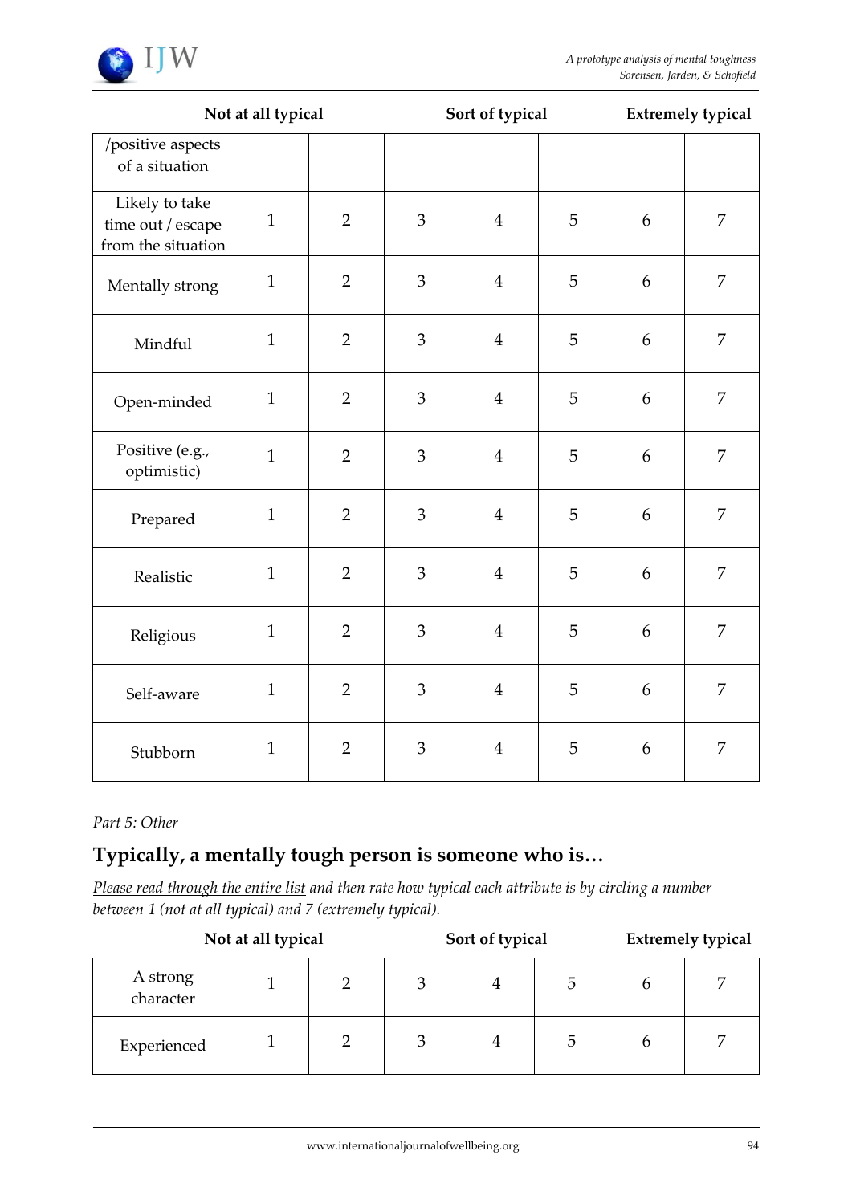| | Not at all typical | | | Sort of typical | | | Extremely typical |
|---|---|---|---|---|---|---|---|
| /positive aspects of a situation | | | | | | | |
| Likely to take time out / escape from the situation | 1 | 2 | 3 | 4 | 5 | 6 | 7 |
| Mentally strong | 1 | 2 | 3 | 4 | 5 | 6 | 7 |
| Mindful | 1 | 2 | 3 | 4 | 5 | 6 | 7 |
| Open-minded | 1 | 2 | 3 | 4 | 5 | 6 | 7 |
| Positive (e.g., optimistic) | 1 | 2 | 3 | 4 | 5 | 6 | 7 |
| Prepared | 1 | 2 | 3 | 4 | 5 | 6 | 7 |
| Realistic | 1 | 2 | 3 | 4 | 5 | 6 | 7 |
| Religious | 1 | 2 | 3 | 4 | 5 | 6 | 7 |
| Self-aware | 1 | 2 | 3 | 4 | 5 | 6 | 7 |
| Stubborn | 1 | 2 | 3 | 4 | 5 | 6 | 7 |

*Part 5: Other*

## Typically, a mentally tough person is someone who is…

*Please read through the entire list and then rate how typical each attribute is by circling a number between 1 (not at all typical) and 7 (extremely typical).*

| | Not at all typical | | | Sort of typical | | | Extremely typical |
|---|---|---|---|---|---|---|---|
| A strong character | 1 | 2 | 3 | 4 | 5 | 6 | 7 |
| Experienced | 1 | 2 | 3 | 4 | 5 | 6 | 7 |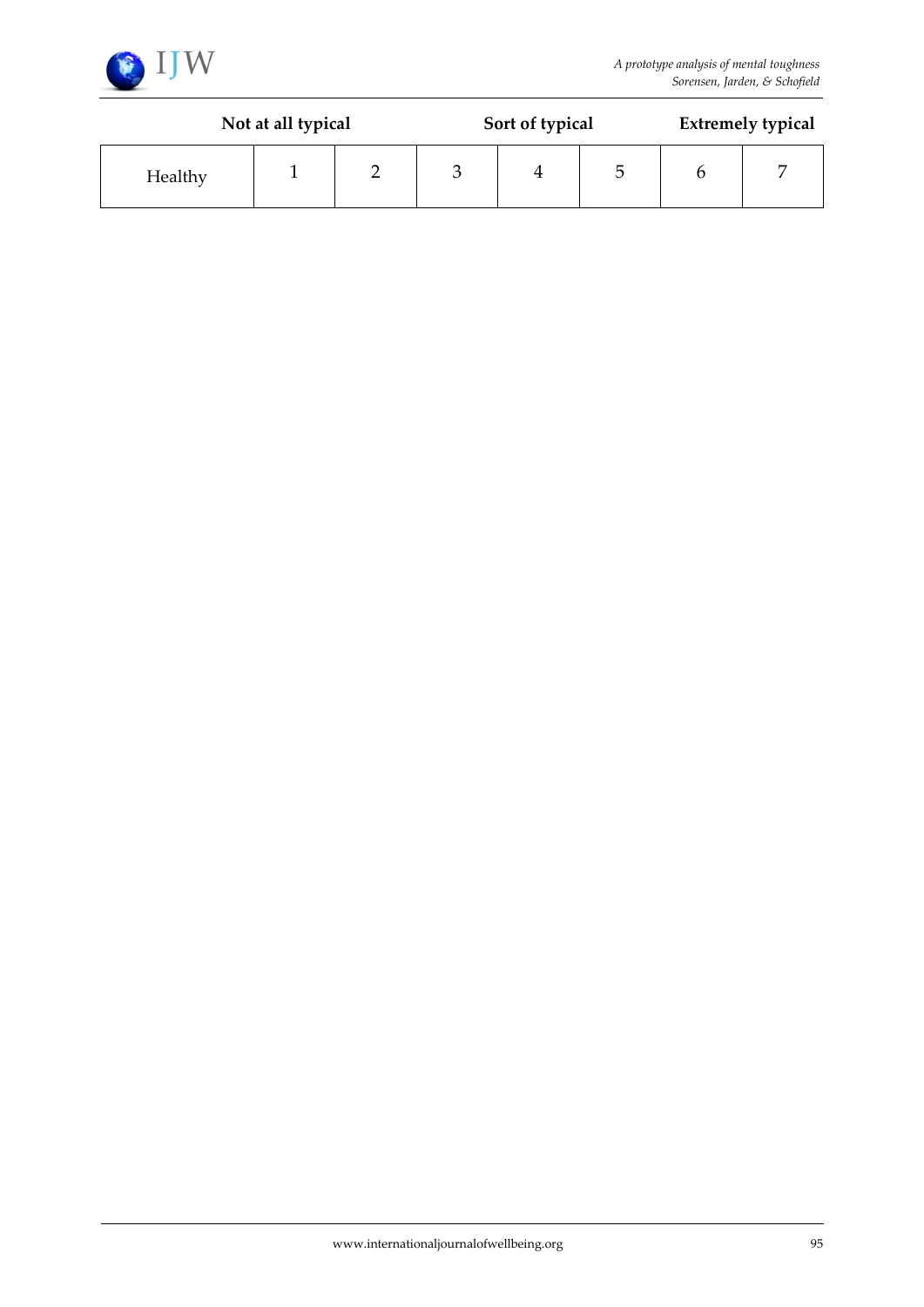| | Not at all typical | | Sort of typical | | | Extremely typical | |
|---|---|---|---|---|---|---|---|
| Healthy | 1 | 2 | 3 | 4 | 5 | 6 | 7 |